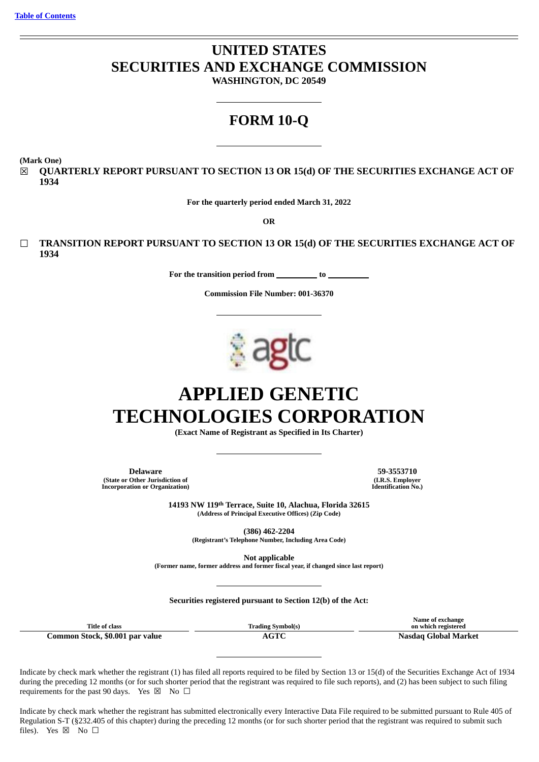Table of Contents

# UNITED STATES SECURITIES AND EXCHANGE COMMISSION

**WASHINGTON, DC 20549**

# FORM 10-Q

**(Mark One)**

☒ **QUARTERLY REPORT PURSUANT TO SECTION 13 OR 15(d) OF THE SECURITIES EXCHANGE ACT OF 1934**

**For the quarterly period ended March 31, 2022**

**OR**

☐ **TRANSITION REPORT PURSUANT TO SECTION 13 OR 15(d) OF THE SECURITIES EXCHANGE ACT OF 1934**

**For the transition period from \_\_\_\_\_\_\_\_\_\_ to \_\_\_\_\_\_\_\_\_\_**

**Commission File Number: 001-36370**

agtc

# APPLIED GENETIC TECHNOLOGIES CORPORATION

**(Exact Name of Registrant as Specified in Its Charter)**

| **Delaware** | **59-3553710** |
|---|---|
| **(State or Other Jurisdiction of Incorporation or Organization)** | **(I.R.S. Employer Identification No.)** |

**14193 NW 119th Terrace, Suite 10, Alachua, Florida 32615**
**(Address of Principal Executive Offices) (Zip Code)**

**(386) 462-2204**
**(Registrant's Telephone Number, Including Area Code)**

**Not applicable**
**(Former name, former address and former fiscal year, if changed since last report)**

**Securities registered pursuant to Section 12(b) of the Act:**

| Title of class | Trading Symbol(s) | Name of exchange on which registered |
|---|---|---|
| **Common Stock, $0.001 par value** | **AGTC** | **Nasdaq Global Market** |

Indicate by check mark whether the registrant (1) has filed all reports required to be filed by Section 13 or 15(d) of the Securities Exchange Act of 1934 during the preceding 12 months (or for such shorter period that the registrant was required to file such reports), and (2) has been subject to such filing requirements for the past 90 days. Yes ☒ No ☐

Indicate by check mark whether the registrant has submitted electronically every Interactive Data File required to be submitted pursuant to Rule 405 of Regulation S-T (§232.405 of this chapter) during the preceding 12 months (or for such shorter period that the registrant was required to submit such files). Yes ☒ No ☐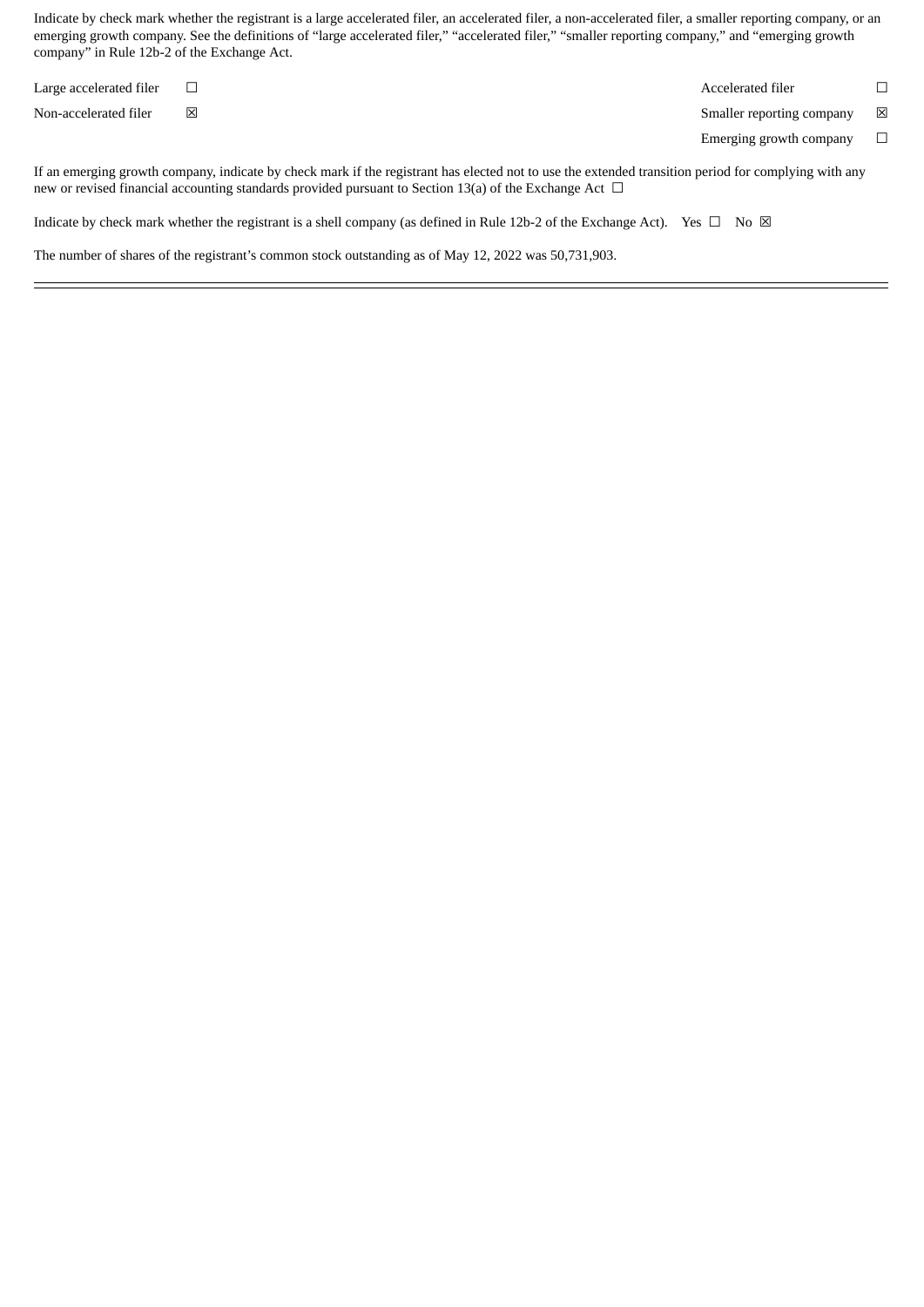Indicate by check mark whether the registrant is a large accelerated filer, an accelerated filer, a non-accelerated filer, a smaller reporting company, or an emerging growth company. See the definitions of "large accelerated filer," "accelerated filer," "smaller reporting company," and "emerging growth company" in Rule 12b-2 of the Exchange Act.

| | | | |
|---|---|---|---|
| Large accelerated filer | ☐ | Accelerated filer | ☐ |
| Non-accelerated filer | ☒ | Smaller reporting company | ☒ |
| | | Emerging growth company | ☐ |

If an emerging growth company, indicate by check mark if the registrant has elected not to use the extended transition period for complying with any new or revised financial accounting standards provided pursuant to Section 13(a) of the Exchange Act ☐

Indicate by check mark whether the registrant is a shell company (as defined in Rule 12b-2 of the Exchange Act). Yes ☐ No ☒

The number of shares of the registrant's common stock outstanding as of May 12, 2022 was 50,731,903.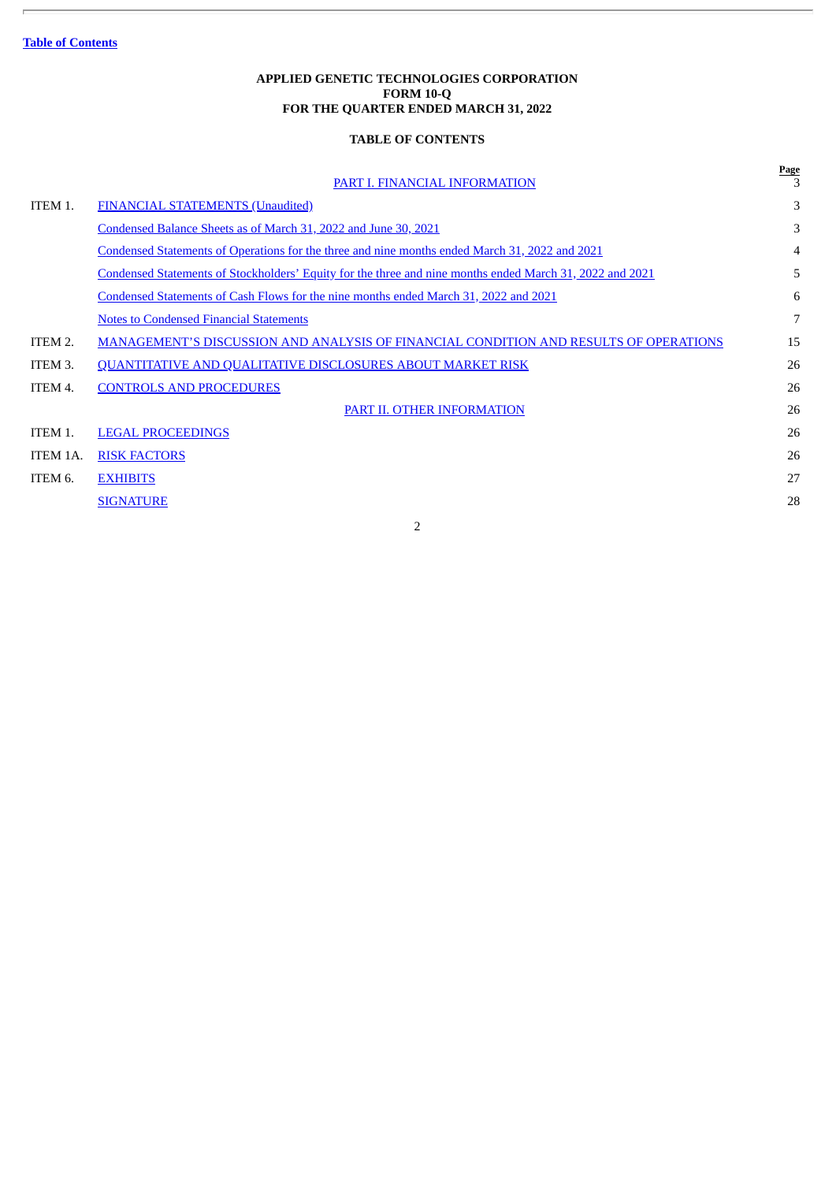Table of Contents

**APPLIED GENETIC TECHNOLOGIES CORPORATION**
**FORM 10-Q**
**FOR THE QUARTER ENDED MARCH 31, 2022**

**TABLE OF CONTENTS**

| | | Page |
|---|---|---|
| | PART I. FINANCIAL INFORMATION | 3 |
| ITEM 1. | FINANCIAL STATEMENTS (Unaudited) | 3 |
| | Condensed Balance Sheets as of March 31, 2022 and June 30, 2021 | 3 |
| | Condensed Statements of Operations for the three and nine months ended March 31, 2022 and 2021 | 4 |
| | Condensed Statements of Stockholders' Equity for the three and nine months ended March 31, 2022 and 2021 | 5 |
| | Condensed Statements of Cash Flows for the nine months ended March 31, 2022 and 2021 | 6 |
| | Notes to Condensed Financial Statements | 7 |
| ITEM 2. | MANAGEMENT'S DISCUSSION AND ANALYSIS OF FINANCIAL CONDITION AND RESULTS OF OPERATIONS | 15 |
| ITEM 3. | QUANTITATIVE AND QUALITATIVE DISCLOSURES ABOUT MARKET RISK | 26 |
| ITEM 4. | CONTROLS AND PROCEDURES | 26 |
| | PART II. OTHER INFORMATION | 26 |
| ITEM 1. | LEGAL PROCEEDINGS | 26 |
| ITEM 1A. | RISK FACTORS | 26 |
| ITEM 6. | EXHIBITS | 27 |
| | SIGNATURE | 28 |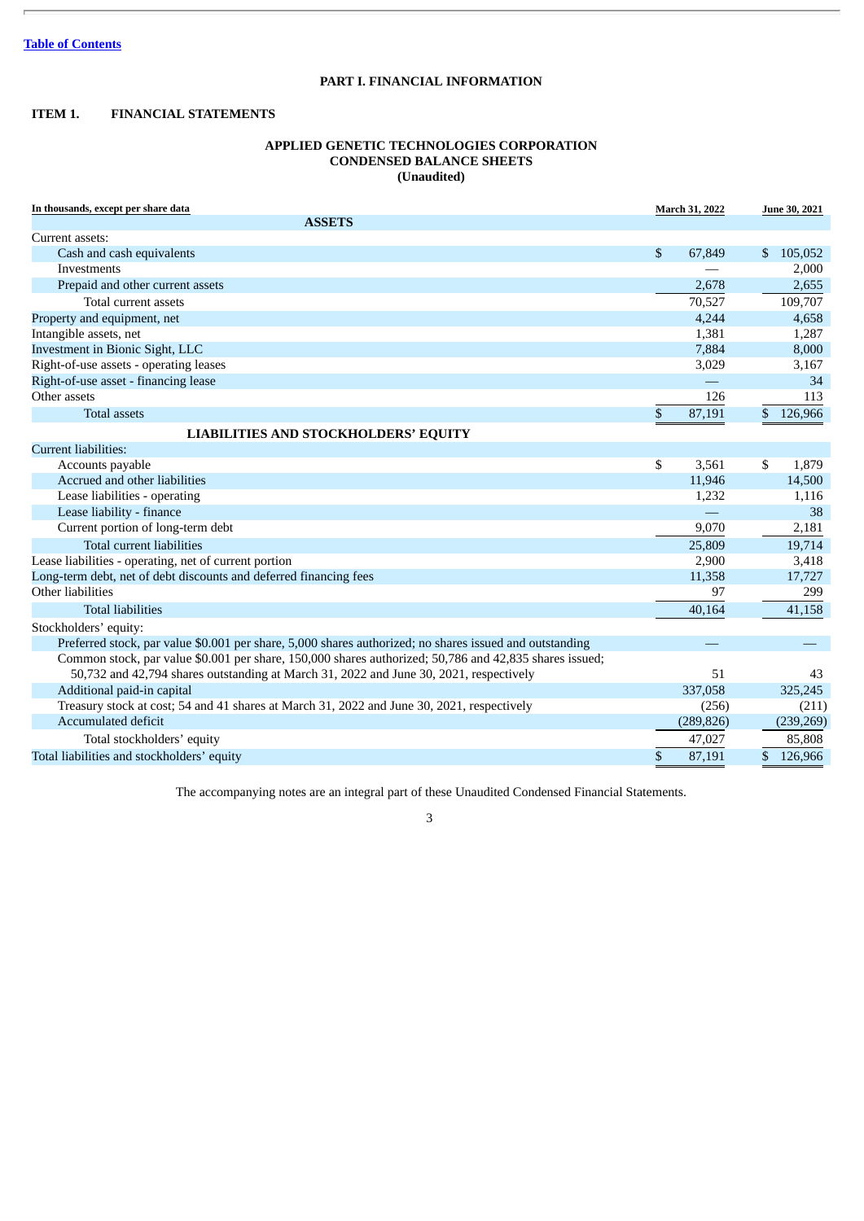[Table of Contents](#)

# PART I. FINANCIAL INFORMATION

## ITEM 1. FINANCIAL STATEMENTS

### APPLIED GENETIC TECHNOLOGIES CORPORATION
### CONDENSED BALANCE SHEETS
### (Unaudited)

| In thousands, except per share data | March 31, 2022 | June 30, 2021 |
|---|---|---|
| **ASSETS** | | |
| Current assets: | | |
| Cash and cash equivalents | $ 67,849 | $ 105,052 |
| Investments | — | 2,000 |
| Prepaid and other current assets | 2,678 | 2,655 |
| Total current assets | 70,527 | 109,707 |
| Property and equipment, net | 4,244 | 4,658 |
| Intangible assets, net | 1,381 | 1,287 |
| Investment in Bionic Sight, LLC | 7,884 | 8,000 |
| Right-of-use assets - operating leases | 3,029 | 3,167 |
| Right-of-use asset - financing lease | — | 34 |
| Other assets | 126 | 113 |
| Total assets | $ 87,191 | $ 126,966 |
| **LIABILITIES AND STOCKHOLDERS' EQUITY** | | |
| Current liabilities: | | |
| Accounts payable | $ 3,561 | $ 1,879 |
| Accrued and other liabilities | 11,946 | 14,500 |
| Lease liabilities - operating | 1,232 | 1,116 |
| Lease liability - finance | — | 38 |
| Current portion of long-term debt | 9,070 | 2,181 |
| Total current liabilities | 25,809 | 19,714 |
| Lease liabilities - operating, net of current portion | 2,900 | 3,418 |
| Long-term debt, net of debt discounts and deferred financing fees | 11,358 | 17,727 |
| Other liabilities | 97 | 299 |
| Total liabilities | 40,164 | 41,158 |
| Stockholders' equity: | | |
| Preferred stock, par value $0.001 per share, 5,000 shares authorized; no shares issued and outstanding | — | — |
| Common stock, par value $0.001 per share, 150,000 shares authorized; 50,786 and 42,835 shares issued; 50,732 and 42,794 shares outstanding at March 31, 2022 and June 30, 2021, respectively | 51 | 43 |
| Additional paid-in capital | 337,058 | 325,245 |
| Treasury stock at cost; 54 and 41 shares at March 31, 2022 and June 30, 2021, respectively | (256) | (211) |
| Accumulated deficit | (289,826) | (239,269) |
| Total stockholders' equity | 47,027 | 85,808 |
| Total liabilities and stockholders' equity | $ 87,191 | $ 126,966 |

The accompanying notes are an integral part of these Unaudited Condensed Financial Statements.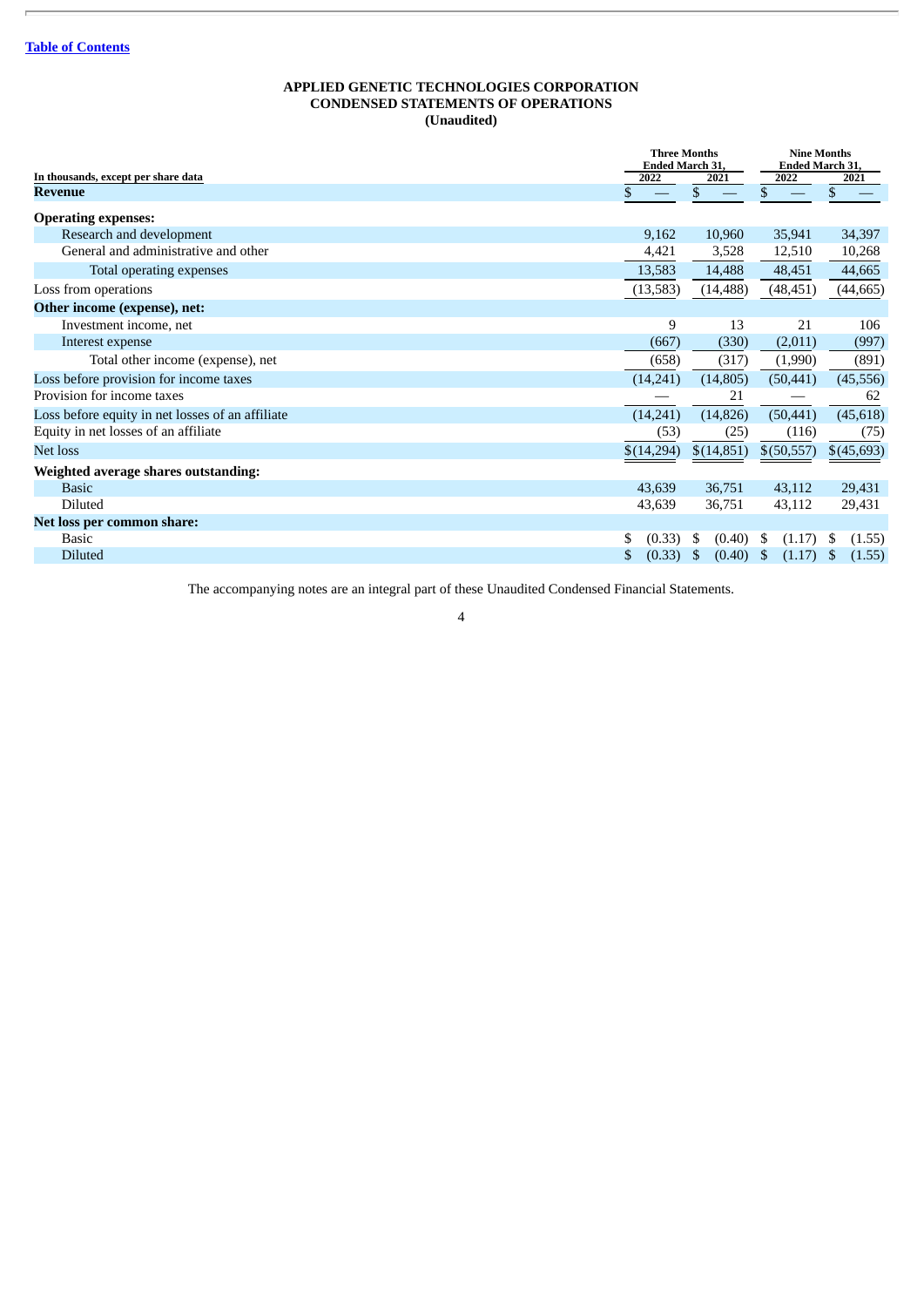[Table of Contents](#)

**APPLIED GENETIC TECHNOLOGIES CORPORATION**
**CONDENSED STATEMENTS OF OPERATIONS**
**(Unaudited)**

| In thousands, except per share data | Three Months Ended March 31, 2022 | Three Months Ended March 31, 2021 | Nine Months Ended March 31, 2022 | Nine Months Ended March 31, 2021 |
|---|---|---|---|---|
| **Revenue** | $ — | $ — | $ — | $ — |
| **Operating expenses:** | | | | |
| Research and development | 9,162 | 10,960 | 35,941 | 34,397 |
| General and administrative and other | 4,421 | 3,528 | 12,510 | 10,268 |
| Total operating expenses | 13,583 | 14,488 | 48,451 | 44,665 |
| Loss from operations | (13,583) | (14,488) | (48,451) | (44,665) |
| **Other income (expense), net:** | | | | |
| Investment income, net | 9 | 13 | 21 | 106 |
| Interest expense | (667) | (330) | (2,011) | (997) |
| Total other income (expense), net | (658) | (317) | (1,990) | (891) |
| Loss before provision for income taxes | (14,241) | (14,805) | (50,441) | (45,556) |
| Provision for income taxes | — | 21 | — | 62 |
| Loss before equity in net losses of an affiliate | (14,241) | (14,826) | (50,441) | (45,618) |
| Equity in net losses of an affiliate | (53) | (25) | (116) | (75) |
| Net loss | $(14,294) | $(14,851) | $(50,557) | $(45,693) |
| **Weighted average shares outstanding:** | | | | |
| Basic | 43,639 | 36,751 | 43,112 | 29,431 |
| Diluted | 43,639 | 36,751 | 43,112 | 29,431 |
| **Net loss per common share:** | | | | |
| Basic | $ (0.33) | $ (0.40) | $ (1.17) | $ (1.55) |
| Diluted | $ (0.33) | $ (0.40) | $ (1.17) | $ (1.55) |

The accompanying notes are an integral part of these Unaudited Condensed Financial Statements.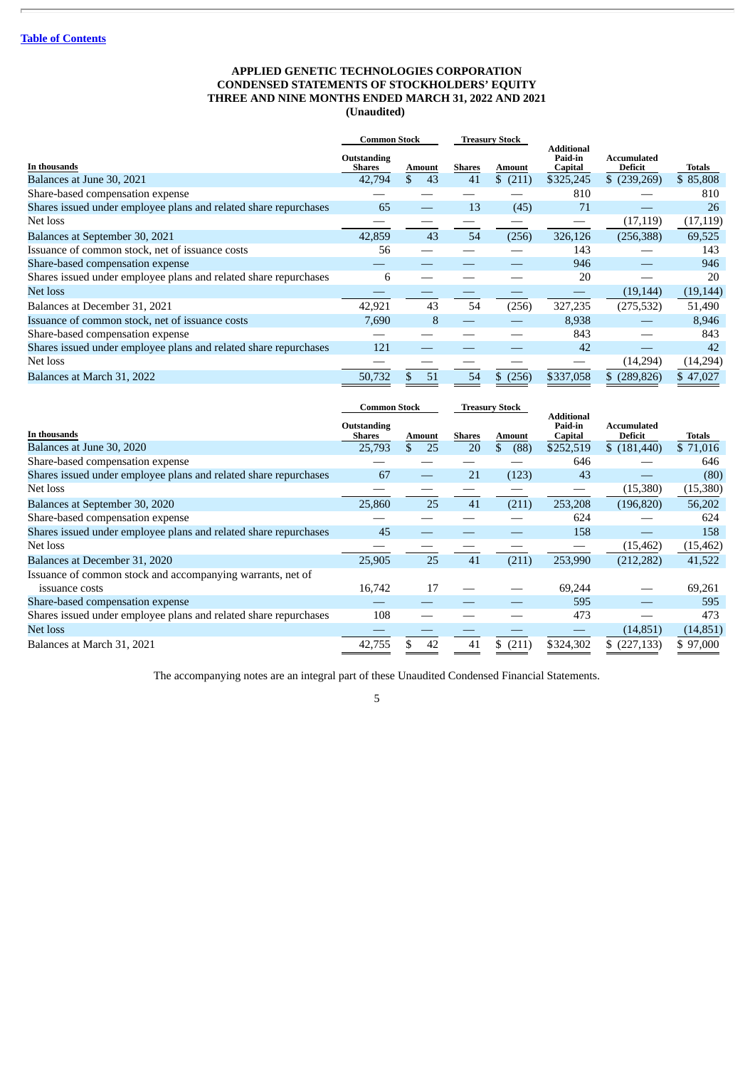**APPLIED GENETIC TECHNOLOGIES CORPORATION**
**CONDENSED STATEMENTS OF STOCKHOLDERS' EQUITY**
**THREE AND NINE MONTHS ENDED MARCH 31, 2022 AND 2021**
**(Unaudited)**

| In thousands | Common Stock | | Treasury Stock | | Additional Paid-in Capital | Accumulated Deficit | Totals |
|---|---|---|---|---|---|---|---|
| | Outstanding Shares | Amount | Shares | Amount | | | |
| Balances at June 30, 2021 | 42,794 | $ 43 | 41 | $ (211) | $325,245 | $ (239,269) | $ 85,808 |
| Share-based compensation expense | — | — | — | — | 810 | — | 810 |
| Shares issued under employee plans and related share repurchases | 65 | — | 13 | (45) | 71 | — | 26 |
| Net loss | — | — | — | — | — | (17,119) | (17,119) |
| Balances at September 30, 2021 | 42,859 | 43 | 54 | (256) | 326,126 | (256,388) | 69,525 |
| Issuance of common stock, net of issuance costs | 56 | — | — | — | 143 | — | 143 |
| Share-based compensation expense | — | — | — | — | 946 | — | 946 |
| Shares issued under employee plans and related share repurchases | 6 | — | — | — | 20 | — | 20 |
| Net loss | — | — | — | — | — | (19,144) | (19,144) |
| Balances at December 31, 2021 | 42,921 | 43 | 54 | (256) | 327,235 | (275,532) | 51,490 |
| Issuance of common stock, net of issuance costs | 7,690 | 8 | — | — | 8,938 | — | 8,946 |
| Share-based compensation expense | — | — | — | — | 843 | — | 843 |
| Shares issued under employee plans and related share repurchases | 121 | — | — | — | 42 | — | 42 |
| Net loss | — | — | — | — | — | (14,294) | (14,294) |
| Balances at March 31, 2022 | 50,732 | $ 51 | 54 | $ (256) | $337,058 | $ (289,826) | $ 47,027 |

| In thousands | Common Stock | | Treasury Stock | | Additional Paid-in Capital | Accumulated Deficit | Totals |
|---|---|---|---|---|---|---|---|
| | Outstanding Shares | Amount | Shares | Amount | | | |
| Balances at June 30, 2020 | 25,793 | $ 25 | 20 | $ (88) | $252,519 | $ (181,440) | $ 71,016 |
| Share-based compensation expense | — | — | — | — | 646 | — | 646 |
| Shares issued under employee plans and related share repurchases | 67 | — | 21 | (123) | 43 | — | (80) |
| Net loss | — | — | — | — | — | (15,380) | (15,380) |
| Balances at September 30, 2020 | 25,860 | 25 | 41 | (211) | 253,208 | (196,820) | 56,202 |
| Share-based compensation expense | — | — | — | — | 624 | — | 624 |
| Shares issued under employee plans and related share repurchases | 45 | — | — | — | 158 | — | 158 |
| Net loss | — | — | — | — | — | (15,462) | (15,462) |
| Balances at December 31, 2020 | 25,905 | 25 | 41 | (211) | 253,990 | (212,282) | 41,522 |
| Issuance of common stock and accompanying warrants, net of issuance costs | 16,742 | 17 | — | — | 69,244 | — | 69,261 |
| Share-based compensation expense | — | — | — | — | 595 | — | 595 |
| Shares issued under employee plans and related share repurchases | 108 | — | — | — | 473 | — | 473 |
| Net loss | — | — | — | — | — | (14,851) | (14,851) |
| Balances at March 31, 2021 | 42,755 | $ 42 | 41 | $ (211) | $324,302 | $ (227,133) | $ 97,000 |

The accompanying notes are an integral part of these Unaudited Condensed Financial Statements.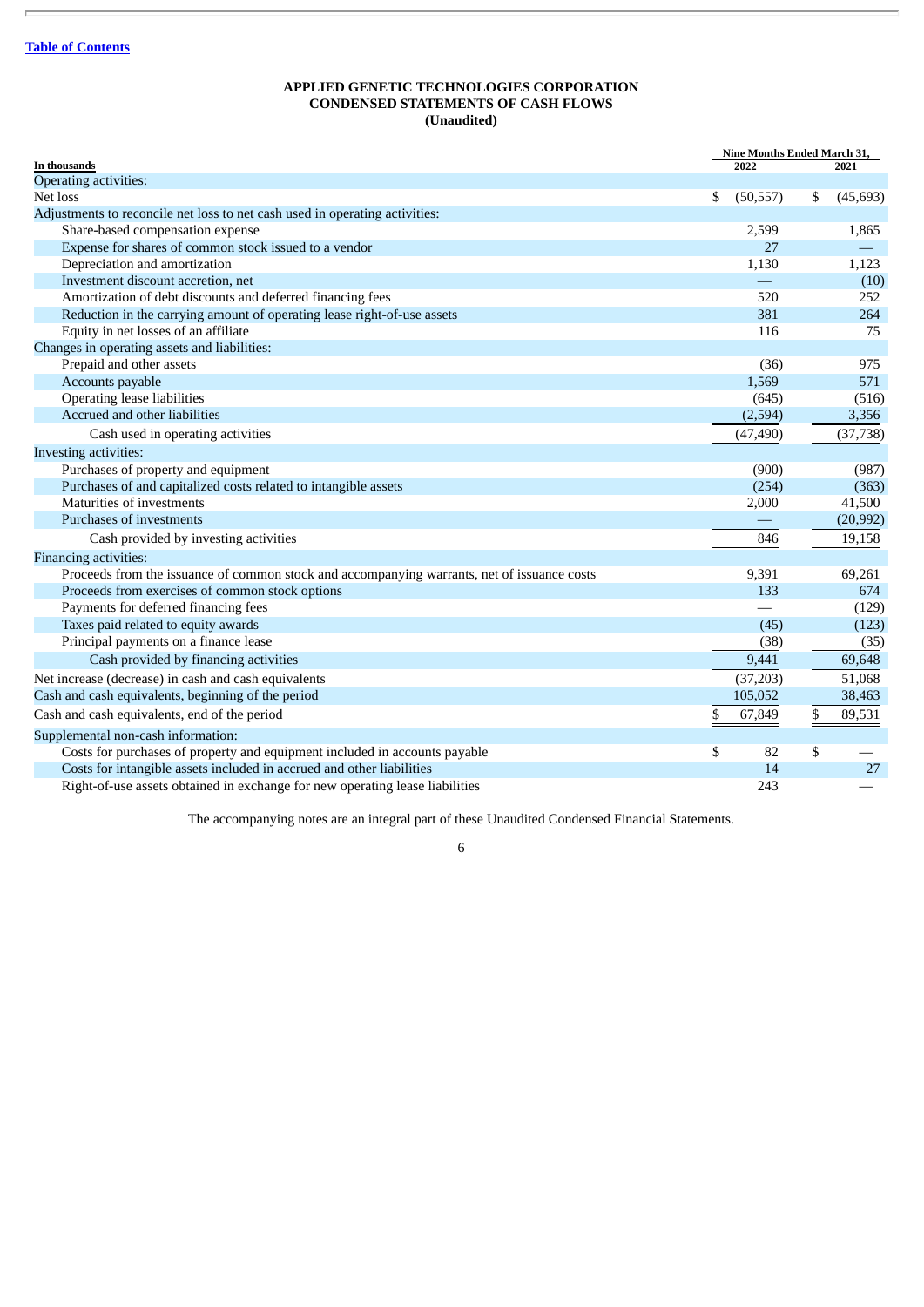[Table of Contents]

**APPLIED GENETIC TECHNOLOGIES CORPORATION**
**CONDENSED STATEMENTS OF CASH FLOWS**
**(Unaudited)**

| In thousands | Nine Months Ended March 31, 2022 | 2021 |
|---|---|---|
| Operating activities: | | |
| Net loss | $ (50,557) | $ (45,693) |
| Adjustments to reconcile net loss to net cash used in operating activities: | | |
| Share-based compensation expense | 2,599 | 1,865 |
| Expense for shares of common stock issued to a vendor | 27 | — |
| Depreciation and amortization | 1,130 | 1,123 |
| Investment discount accretion, net | — | (10) |
| Amortization of debt discounts and deferred financing fees | 520 | 252 |
| Reduction in the carrying amount of operating lease right-of-use assets | 381 | 264 |
| Equity in net losses of an affiliate | 116 | 75 |
| Changes in operating assets and liabilities: | | |
| Prepaid and other assets | (36) | 975 |
| Accounts payable | 1,569 | 571 |
| Operating lease liabilities | (645) | (516) |
| Accrued and other liabilities | (2,594) | 3,356 |
| Cash used in operating activities | (47,490) | (37,738) |
| Investing activities: | | |
| Purchases of property and equipment | (900) | (987) |
| Purchases of and capitalized costs related to intangible assets | (254) | (363) |
| Maturities of investments | 2,000 | 41,500 |
| Purchases of investments | — | (20,992) |
| Cash provided by investing activities | 846 | 19,158 |
| Financing activities: | | |
| Proceeds from the issuance of common stock and accompanying warrants, net of issuance costs | 9,391 | 69,261 |
| Proceeds from exercises of common stock options | 133 | 674 |
| Payments for deferred financing fees | — | (129) |
| Taxes paid related to equity awards | (45) | (123) |
| Principal payments on a finance lease | (38) | (35) |
| Cash provided by financing activities | 9,441 | 69,648 |
| Net increase (decrease) in cash and cash equivalents | (37,203) | 51,068 |
| Cash and cash equivalents, beginning of the period | 105,052 | 38,463 |
| Cash and cash equivalents, end of the period | $ 67,849 | $ 89,531 |
| Supplemental non-cash information: | | |
| Costs for purchases of property and equipment included in accounts payable | $ 82 | $ — |
| Costs for intangible assets included in accrued and other liabilities | 14 | 27 |
| Right-of-use assets obtained in exchange for new operating lease liabilities | 243 | — |

The accompanying notes are an integral part of these Unaudited Condensed Financial Statements.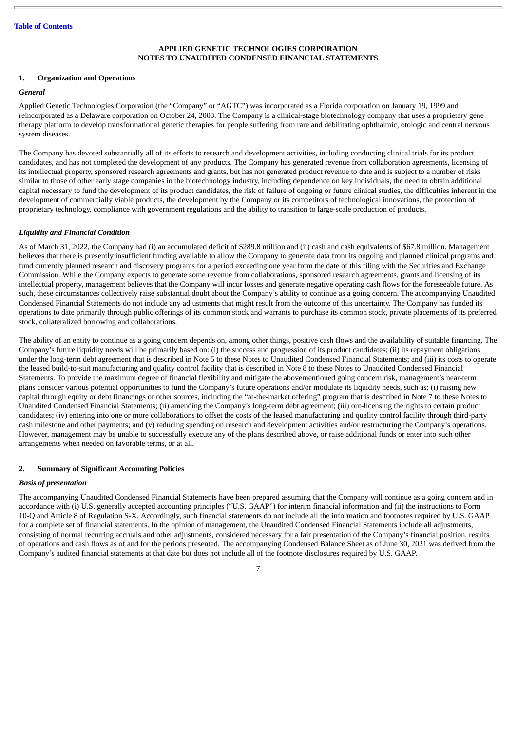**APPLIED GENETIC TECHNOLOGIES CORPORATION**
**NOTES TO UNAUDITED CONDENSED FINANCIAL STATEMENTS**

## 1. Organization and Operations

### *General*

Applied Genetic Technologies Corporation (the "Company" or "AGTC") was incorporated as a Florida corporation on January 19, 1999 and reincorporated as a Delaware corporation on October 24, 2003. The Company is a clinical-stage biotechnology company that uses a proprietary gene therapy platform to develop transformational genetic therapies for people suffering from rare and debilitating ophthalmic, otologic and central nervous system diseases.

The Company has devoted substantially all of its efforts to research and development activities, including conducting clinical trials for its product candidates, and has not completed the development of any products. The Company has generated revenue from collaboration agreements, licensing of its intellectual property, sponsored research agreements and grants, but has not generated product revenue to date and is subject to a number of risks similar to those of other early stage companies in the biotechnology industry, including dependence on key individuals, the need to obtain additional capital necessary to fund the development of its product candidates, the risk of failure of ongoing or future clinical studies, the difficulties inherent in the development of commercially viable products, the development by the Company or its competitors of technological innovations, the protection of proprietary technology, compliance with government regulations and the ability to transition to large-scale production of products.

### *Liquidity and Financial Condition*

As of March 31, 2022, the Company had (i) an accumulated deficit of $289.8 million and (ii) cash and cash equivalents of $67.8 million. Management believes that there is presently insufficient funding available to allow the Company to generate data from its ongoing and planned clinical programs and fund currently planned research and discovery programs for a period exceeding one year from the date of this filing with the Securities and Exchange Commission. While the Company expects to generate some revenue from collaborations, sponsored research agreements, grants and licensing of its intellectual property, management believes that the Company will incur losses and generate negative operating cash flows for the foreseeable future. As such, these circumstances collectively raise substantial doubt about the Company's ability to continue as a going concern. The accompanying Unaudited Condensed Financial Statements do not include any adjustments that might result from the outcome of this uncertainty. The Company has funded its operations to date primarily through public offerings of its common stock and warrants to purchase its common stock, private placements of its preferred stock, collateralized borrowing and collaborations.

The ability of an entity to continue as a going concern depends on, among other things, positive cash flows and the availability of suitable financing. The Company's future liquidity needs will be primarily based on: (i) the success and progression of its product candidates; (ii) its repayment obligations under the long-term debt agreement that is described in Note 5 to these Notes to Unaudited Condensed Financial Statements; and (iii) its costs to operate the leased build-to-suit manufacturing and quality control facility that is described in Note 8 to these Notes to Unaudited Condensed Financial Statements. To provide the maximum degree of financial flexibility and mitigate the abovementioned going concern risk, management's near-term plans consider various potential opportunities to fund the Company's future operations and/or modulate its liquidity needs, such as: (i) raising new capital through equity or debt financings or other sources, including the "at-the-market offering" program that is described in Note 7 to these Notes to Unaudited Condensed Financial Statements; (ii) amending the Company's long-term debt agreement; (iii) out-licensing the rights to certain product candidates; (iv) entering into one or more collaborations to offset the costs of the leased manufacturing and quality control facility through third-party cash milestone and other payments; and (v) reducing spending on research and development activities and/or restructuring the Company's operations. However, management may be unable to successfully execute any of the plans described above, or raise additional funds or enter into such other arrangements when needed on favorable terms, or at all.

## 2. Summary of Significant Accounting Policies

### *Basis of presentation*

The accompanying Unaudited Condensed Financial Statements have been prepared assuming that the Company will continue as a going concern and in accordance with (i) U.S. generally accepted accounting principles ("U.S. GAAP") for interim financial information and (ii) the instructions to Form 10-Q and Article 8 of Regulation S-X. Accordingly, such financial statements do not include all the information and footnotes required by U.S. GAAP for a complete set of financial statements. In the opinion of management, the Unaudited Condensed Financial Statements include all adjustments, consisting of normal recurring accruals and other adjustments, considered necessary for a fair presentation of the Company's financial position, results of operations and cash flows as of and for the periods presented. The accompanying Condensed Balance Sheet as of June 30, 2021 was derived from the Company's audited financial statements at that date but does not include all of the footnote disclosures required by U.S. GAAP.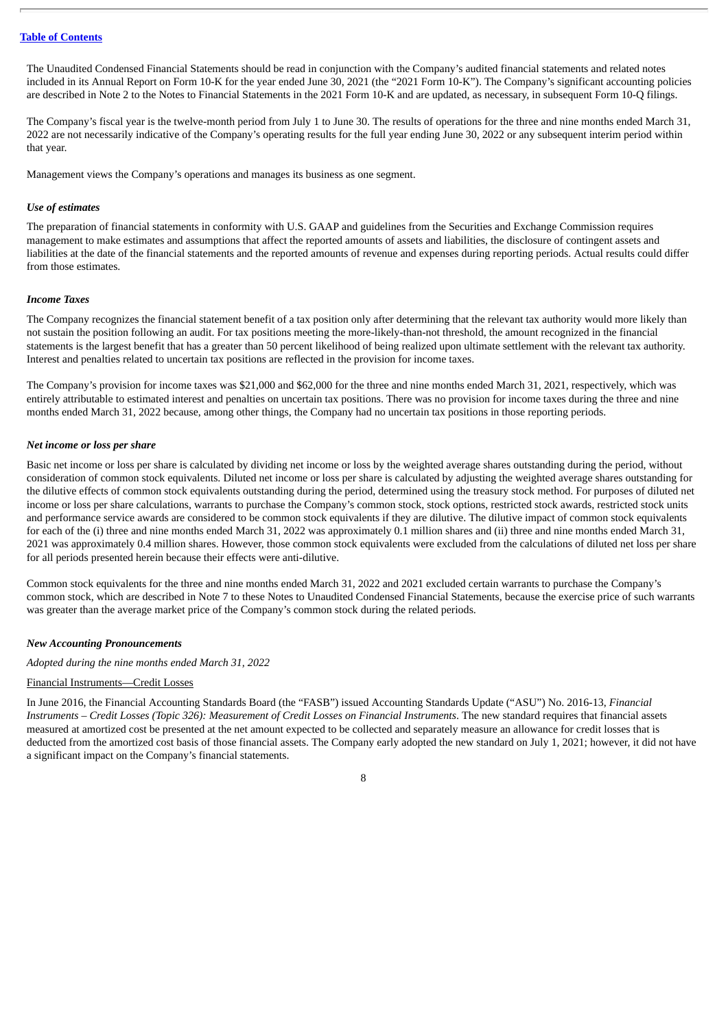The Unaudited Condensed Financial Statements should be read in conjunction with the Company's audited financial statements and related notes included in its Annual Report on Form 10-K for the year ended June 30, 2021 (the "2021 Form 10-K"). The Company's significant accounting policies are described in Note 2 to the Notes to Financial Statements in the 2021 Form 10-K and are updated, as necessary, in subsequent Form 10-Q filings.

The Company's fiscal year is the twelve-month period from July 1 to June 30. The results of operations for the three and nine months ended March 31, 2022 are not necessarily indicative of the Company's operating results for the full year ending June 30, 2022 or any subsequent interim period within that year.

Management views the Company's operations and manages its business as one segment.

***Use of estimates***

The preparation of financial statements in conformity with U.S. GAAP and guidelines from the Securities and Exchange Commission requires management to make estimates and assumptions that affect the reported amounts of assets and liabilities, the disclosure of contingent assets and liabilities at the date of the financial statements and the reported amounts of revenue and expenses during reporting periods. Actual results could differ from those estimates.

***Income Taxes***

The Company recognizes the financial statement benefit of a tax position only after determining that the relevant tax authority would more likely than not sustain the position following an audit. For tax positions meeting the more-likely-than-not threshold, the amount recognized in the financial statements is the largest benefit that has a greater than 50 percent likelihood of being realized upon ultimate settlement with the relevant tax authority. Interest and penalties related to uncertain tax positions are reflected in the provision for income taxes.

The Company's provision for income taxes was $21,000 and $62,000 for the three and nine months ended March 31, 2021, respectively, which was entirely attributable to estimated interest and penalties on uncertain tax positions. There was no provision for income taxes during the three and nine months ended March 31, 2022 because, among other things, the Company had no uncertain tax positions in those reporting periods.

***Net income or loss per share***

Basic net income or loss per share is calculated by dividing net income or loss by the weighted average shares outstanding during the period, without consideration of common stock equivalents. Diluted net income or loss per share is calculated by adjusting the weighted average shares outstanding for the dilutive effects of common stock equivalents outstanding during the period, determined using the treasury stock method. For purposes of diluted net income or loss per share calculations, warrants to purchase the Company's common stock, stock options, restricted stock awards, restricted stock units and performance service awards are considered to be common stock equivalents if they are dilutive. The dilutive impact of common stock equivalents for each of the (i) three and nine months ended March 31, 2022 was approximately 0.1 million shares and (ii) three and nine months ended March 31, 2021 was approximately 0.4 million shares. However, those common stock equivalents were excluded from the calculations of diluted net loss per share for all periods presented herein because their effects were anti-dilutive.

Common stock equivalents for the three and nine months ended March 31, 2022 and 2021 excluded certain warrants to purchase the Company's common stock, which are described in Note 7 to these Notes to Unaudited Condensed Financial Statements, because the exercise price of such warrants was greater than the average market price of the Company's common stock during the related periods.

***New Accounting Pronouncements***

*Adopted during the nine months ended March 31, 2022*

Financial Instruments—Credit Losses

In June 2016, the Financial Accounting Standards Board (the "FASB") issued Accounting Standards Update ("ASU") No. 2016-13, *Financial Instruments – Credit Losses (Topic 326): Measurement of Credit Losses on Financial Instruments*. The new standard requires that financial assets measured at amortized cost be presented at the net amount expected to be collected and separately measure an allowance for credit losses that is deducted from the amortized cost basis of those financial assets. The Company early adopted the new standard on July 1, 2021; however, it did not have a significant impact on the Company's financial statements.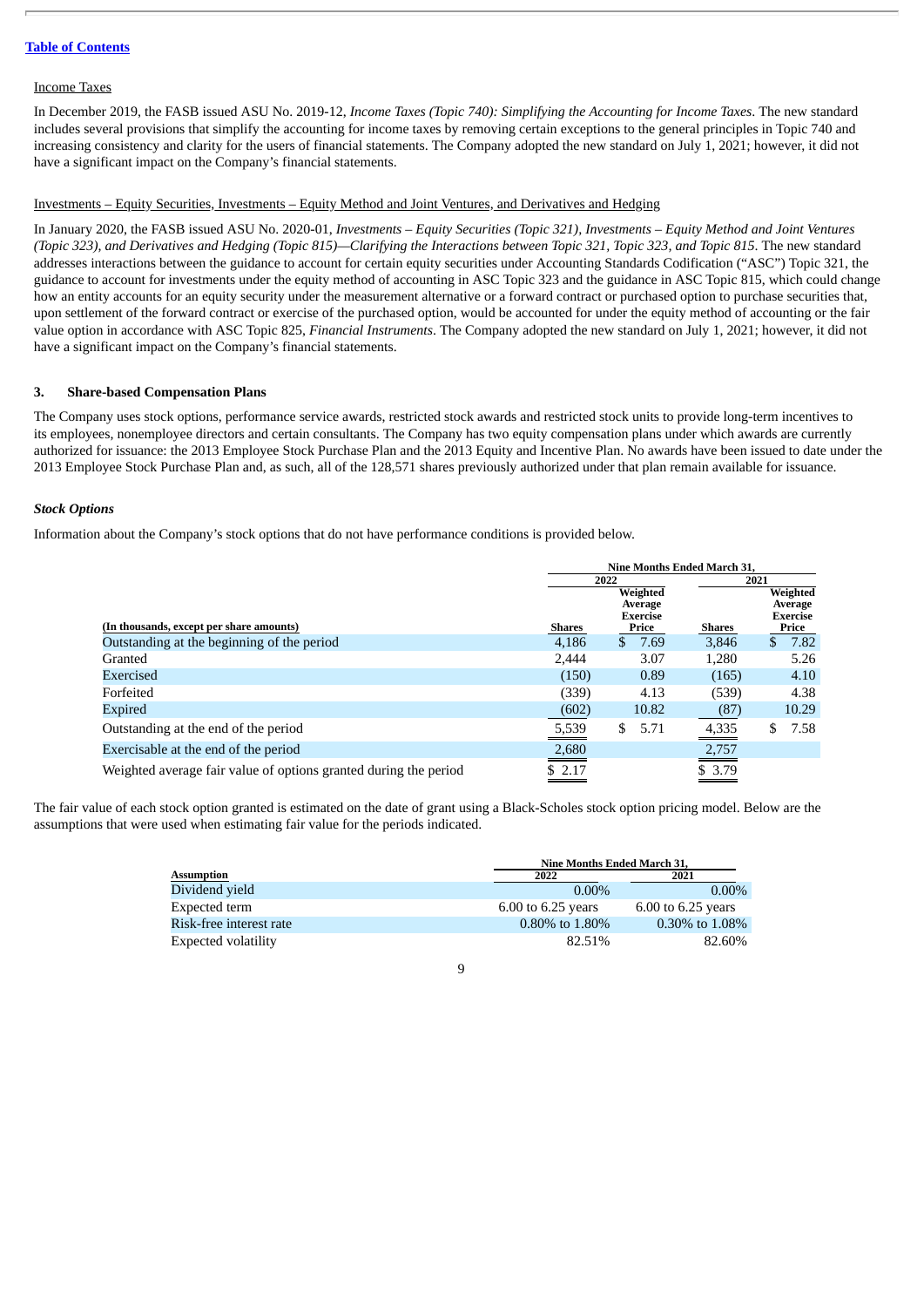Income Taxes

In December 2019, the FASB issued ASU No. 2019-12, *Income Taxes (Topic 740): Simplifying the Accounting for Income Taxes*. The new standard includes several provisions that simplify the accounting for income taxes by removing certain exceptions to the general principles in Topic 740 and increasing consistency and clarity for the users of financial statements. The Company adopted the new standard on July 1, 2021; however, it did not have a significant impact on the Company's financial statements.

Investments – Equity Securities, Investments – Equity Method and Joint Ventures, and Derivatives and Hedging

In January 2020, the FASB issued ASU No. 2020-01, *Investments – Equity Securities (Topic 321), Investments – Equity Method and Joint Ventures (Topic 323), and Derivatives and Hedging (Topic 815)—Clarifying the Interactions between Topic 321, Topic 323, and Topic 815*. The new standard addresses interactions between the guidance to account for certain equity securities under Accounting Standards Codification ("ASC") Topic 321, the guidance to account for investments under the equity method of accounting in ASC Topic 323 and the guidance in ASC Topic 815, which could change how an entity accounts for an equity security under the measurement alternative or a forward contract or purchased option to purchase securities that, upon settlement of the forward contract or exercise of the purchased option, would be accounted for under the equity method of accounting or the fair value option in accordance with ASC Topic 825, *Financial Instruments*. The Company adopted the new standard on July 1, 2021; however, it did not have a significant impact on the Company's financial statements.

## 3. Share-based Compensation Plans

The Company uses stock options, performance service awards, restricted stock awards and restricted stock units to provide long-term incentives to its employees, nonemployee directors and certain consultants. The Company has two equity compensation plans under which awards are currently authorized for issuance: the 2013 Employee Stock Purchase Plan and the 2013 Equity and Incentive Plan. No awards have been issued to date under the 2013 Employee Stock Purchase Plan and, as such, all of the 128,571 shares previously authorized under that plan remain available for issuance.

### *Stock Options*

Information about the Company's stock options that do not have performance conditions is provided below.

| (In thousands, except per share amounts) | Nine Months Ended March 31, 2022 Shares | 2022 Weighted Average Exercise Price | 2021 Shares | 2021 Weighted Average Exercise Price |
|---|---|---|---|---|
| Outstanding at the beginning of the period | 4,186 | $ 7.69 | 3,846 | $ 7.82 |
| Granted | 2,444 | 3.07 | 1,280 | 5.26 |
| Exercised | (150) | 0.89 | (165) | 4.10 |
| Forfeited | (339) | 4.13 | (539) | 4.38 |
| Expired | (602) | 10.82 | (87) | 10.29 |
| Outstanding at the end of the period | 5,539 | $ 5.71 | 4,335 | $ 7.58 |
| Exercisable at the end of the period | 2,680 | | 2,757 | |
| Weighted average fair value of options granted during the period | $ 2.17 | | $ 3.79 | |

The fair value of each stock option granted is estimated on the date of grant using a Black-Scholes stock option pricing model. Below are the assumptions that were used when estimating fair value for the periods indicated.

| Assumption | Nine Months Ended March 31, 2022 | 2021 |
|---|---|---|
| Dividend yield | 0.00% | 0.00% |
| Expected term | 6.00 to 6.25 years | 6.00 to 6.25 years |
| Risk-free interest rate | 0.80% to 1.80% | 0.30% to 1.08% |
| Expected volatility | 82.51% | 82.60% |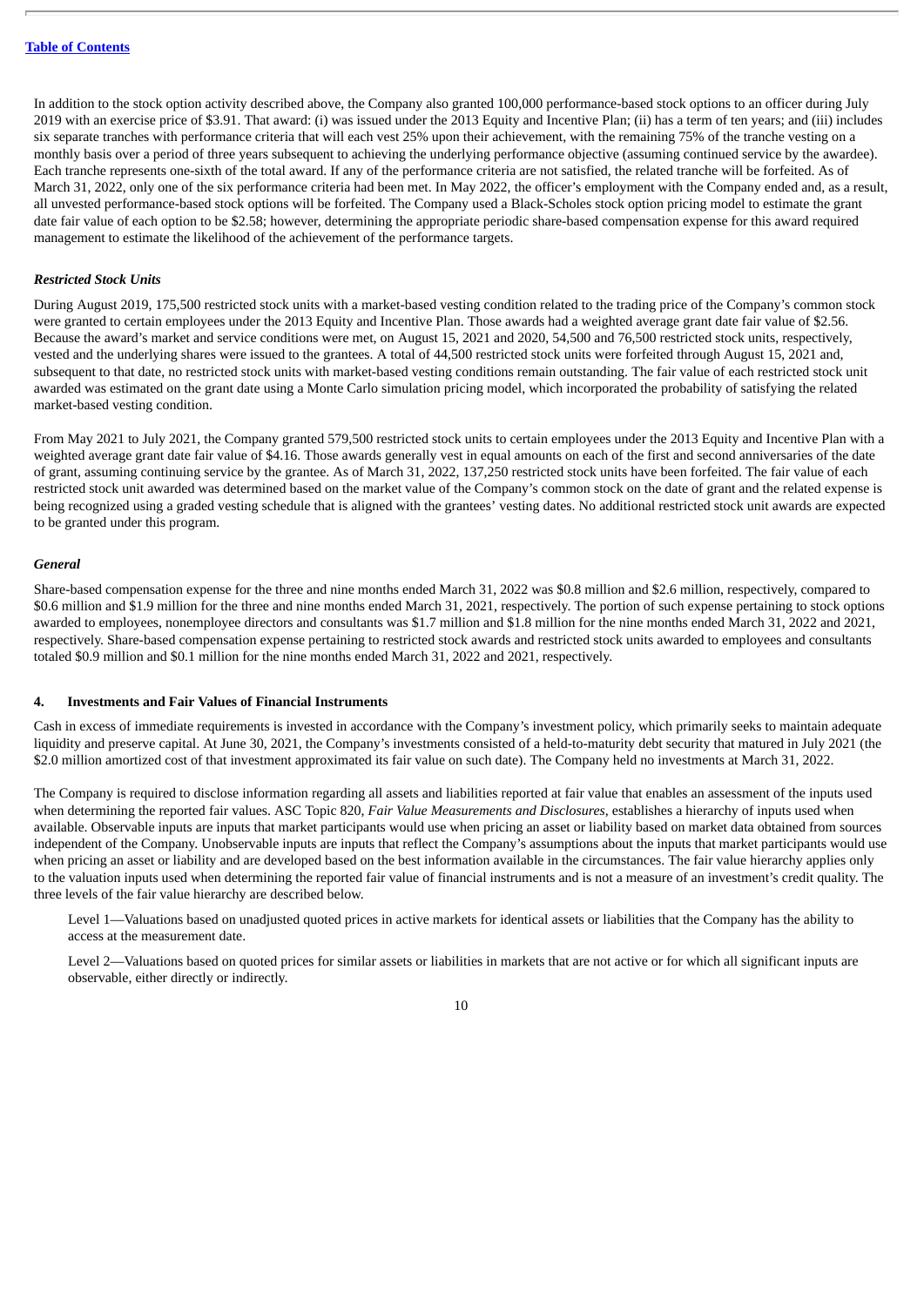In addition to the stock option activity described above, the Company also granted 100,000 performance-based stock options to an officer during July 2019 with an exercise price of $3.91. That award: (i) was issued under the 2013 Equity and Incentive Plan; (ii) has a term of ten years; and (iii) includes six separate tranches with performance criteria that will each vest 25% upon their achievement, with the remaining 75% of the tranche vesting on a monthly basis over a period of three years subsequent to achieving the underlying performance objective (assuming continued service by the awardee). Each tranche represents one-sixth of the total award. If any of the performance criteria are not satisfied, the related tranche will be forfeited. As of March 31, 2022, only one of the six performance criteria had been met. In May 2022, the officer's employment with the Company ended and, as a result, all unvested performance-based stock options will be forfeited. The Company used a Black-Scholes stock option pricing model to estimate the grant date fair value of each option to be $2.58; however, determining the appropriate periodic share-based compensation expense for this award required management to estimate the likelihood of the achievement of the performance targets.

***Restricted Stock Units***

During August 2019, 175,500 restricted stock units with a market-based vesting condition related to the trading price of the Company's common stock were granted to certain employees under the 2013 Equity and Incentive Plan. Those awards had a weighted average grant date fair value of $2.56. Because the award's market and service conditions were met, on August 15, 2021 and 2020, 54,500 and 76,500 restricted stock units, respectively, vested and the underlying shares were issued to the grantees. A total of 44,500 restricted stock units were forfeited through August 15, 2021 and, subsequent to that date, no restricted stock units with market-based vesting conditions remain outstanding. The fair value of each restricted stock unit awarded was estimated on the grant date using a Monte Carlo simulation pricing model, which incorporated the probability of satisfying the related market-based vesting condition.

From May 2021 to July 2021, the Company granted 579,500 restricted stock units to certain employees under the 2013 Equity and Incentive Plan with a weighted average grant date fair value of $4.16. Those awards generally vest in equal amounts on each of the first and second anniversaries of the date of grant, assuming continuing service by the grantee. As of March 31, 2022, 137,250 restricted stock units have been forfeited. The fair value of each restricted stock unit awarded was determined based on the market value of the Company's common stock on the date of grant and the related expense is being recognized using a graded vesting schedule that is aligned with the grantees' vesting dates. No additional restricted stock unit awards are expected to be granted under this program.

***General***

Share-based compensation expense for the three and nine months ended March 31, 2022 was $0.8 million and $2.6 million, respectively, compared to $0.6 million and $1.9 million for the three and nine months ended March 31, 2021, respectively. The portion of such expense pertaining to stock options awarded to employees, nonemployee directors and consultants was $1.7 million and $1.8 million for the nine months ended March 31, 2022 and 2021, respectively. Share-based compensation expense pertaining to restricted stock awards and restricted stock units awarded to employees and consultants totaled $0.9 million and $0.1 million for the nine months ended March 31, 2022 and 2021, respectively.

## 4. Investments and Fair Values of Financial Instruments

Cash in excess of immediate requirements is invested in accordance with the Company's investment policy, which primarily seeks to maintain adequate liquidity and preserve capital. At June 30, 2021, the Company's investments consisted of a held-to-maturity debt security that matured in July 2021 (the $2.0 million amortized cost of that investment approximated its fair value on such date). The Company held no investments at March 31, 2022.

The Company is required to disclose information regarding all assets and liabilities reported at fair value that enables an assessment of the inputs used when determining the reported fair values. ASC Topic 820, *Fair Value Measurements and Disclosures*, establishes a hierarchy of inputs used when available. Observable inputs are inputs that market participants would use when pricing an asset or liability based on market data obtained from sources independent of the Company. Unobservable inputs are inputs that reflect the Company's assumptions about the inputs that market participants would use when pricing an asset or liability and are developed based on the best information available in the circumstances. The fair value hierarchy applies only to the valuation inputs used when determining the reported fair value of financial instruments and is not a measure of an investment's credit quality. The three levels of the fair value hierarchy are described below.

Level 1—Valuations based on unadjusted quoted prices in active markets for identical assets or liabilities that the Company has the ability to access at the measurement date.

Level 2—Valuations based on quoted prices for similar assets or liabilities in markets that are not active or for which all significant inputs are observable, either directly or indirectly.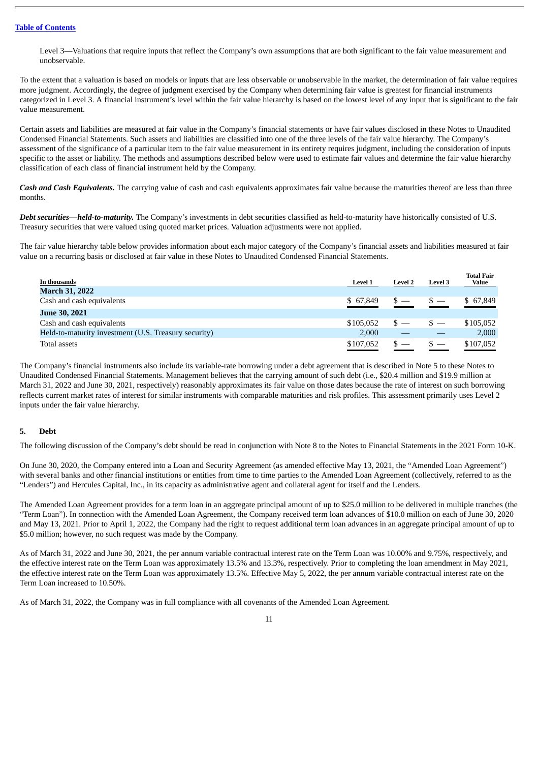Level 3—Valuations that require inputs that reflect the Company's own assumptions that are both significant to the fair value measurement and unobservable.

To the extent that a valuation is based on models or inputs that are less observable or unobservable in the market, the determination of fair value requires more judgment. Accordingly, the degree of judgment exercised by the Company when determining fair value is greatest for financial instruments categorized in Level 3. A financial instrument's level within the fair value hierarchy is based on the lowest level of any input that is significant to the fair value measurement.

Certain assets and liabilities are measured at fair value in the Company's financial statements or have fair values disclosed in these Notes to Unaudited Condensed Financial Statements. Such assets and liabilities are classified into one of the three levels of the fair value hierarchy. The Company's assessment of the significance of a particular item to the fair value measurement in its entirety requires judgment, including the consideration of inputs specific to the asset or liability. The methods and assumptions described below were used to estimate fair values and determine the fair value hierarchy classification of each class of financial instrument held by the Company.

***Cash and Cash Equivalents.*** The carrying value of cash and cash equivalents approximates fair value because the maturities thereof are less than three months.

***Debt securities—held-to-maturity.*** The Company's investments in debt securities classified as held-to-maturity have historically consisted of U.S. Treasury securities that were valued using quoted market prices. Valuation adjustments were not applied.

The fair value hierarchy table below provides information about each major category of the Company's financial assets and liabilities measured at fair value on a recurring basis or disclosed at fair value in these Notes to Unaudited Condensed Financial Statements.

| In thousands | Level 1 | Level 2 | Level 3 | Total Fair Value |
|---|---|---|---|---|
| **March 31, 2022** | | | | |
| Cash and cash equivalents | $ 67,849 | $ — | $ — | $ 67,849 |
| **June 30, 2021** | | | | |
| Cash and cash equivalents | $105,052 | $ — | $ — | $105,052 |
| Held-to-maturity investment (U.S. Treasury security) | 2,000 | — | — | 2,000 |
| Total assets | $107,052 | $ — | $ — | $107,052 |

The Company's financial instruments also include its variable-rate borrowing under a debt agreement that is described in Note 5 to these Notes to Unaudited Condensed Financial Statements. Management believes that the carrying amount of such debt (i.e., $20.4 million and $19.9 million at March 31, 2022 and June 30, 2021, respectively) reasonably approximates its fair value on those dates because the rate of interest on such borrowing reflects current market rates of interest for similar instruments with comparable maturities and risk profiles. This assessment primarily uses Level 2 inputs under the fair value hierarchy.

## 5. Debt

The following discussion of the Company's debt should be read in conjunction with Note 8 to the Notes to Financial Statements in the 2021 Form 10-K.

On June 30, 2020, the Company entered into a Loan and Security Agreement (as amended effective May 13, 2021, the "Amended Loan Agreement") with several banks and other financial institutions or entities from time to time parties to the Amended Loan Agreement (collectively, referred to as the "Lenders") and Hercules Capital, Inc., in its capacity as administrative agent and collateral agent for itself and the Lenders.

The Amended Loan Agreement provides for a term loan in an aggregate principal amount of up to $25.0 million to be delivered in multiple tranches (the "Term Loan"). In connection with the Amended Loan Agreement, the Company received term loan advances of $10.0 million on each of June 30, 2020 and May 13, 2021. Prior to April 1, 2022, the Company had the right to request additional term loan advances in an aggregate principal amount of up to $5.0 million; however, no such request was made by the Company.

As of March 31, 2022 and June 30, 2021, the per annum variable contractual interest rate on the Term Loan was 10.00% and 9.75%, respectively, and the effective interest rate on the Term Loan was approximately 13.5% and 13.3%, respectively. Prior to completing the loan amendment in May 2021, the effective interest rate on the Term Loan was approximately 13.5%. Effective May 5, 2022, the per annum variable contractual interest rate on the Term Loan increased to 10.50%.

As of March 31, 2022, the Company was in full compliance with all covenants of the Amended Loan Agreement.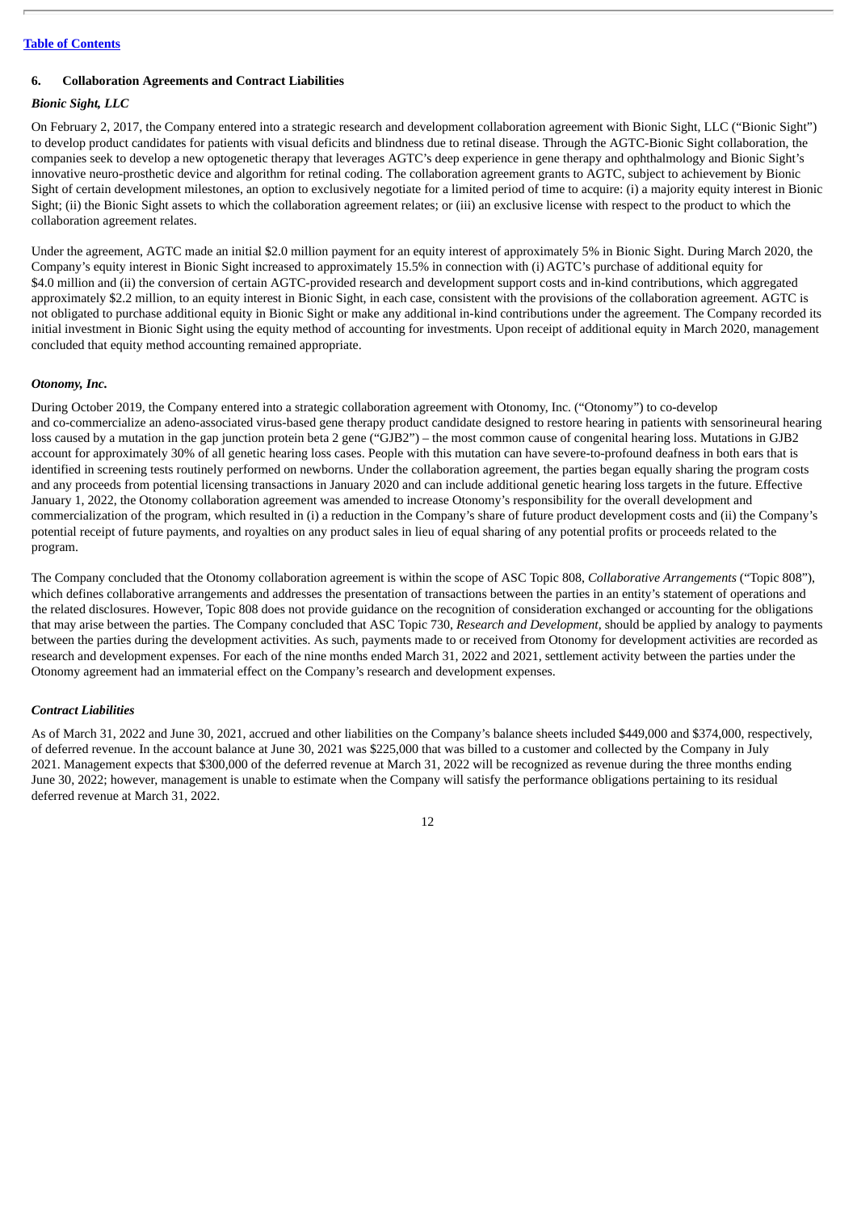### 6. Collaboration Agreements and Contract Liabilities

***Bionic Sight, LLC***

On February 2, 2017, the Company entered into a strategic research and development collaboration agreement with Bionic Sight, LLC ("Bionic Sight") to develop product candidates for patients with visual deficits and blindness due to retinal disease. Through the AGTC-Bionic Sight collaboration, the companies seek to develop a new optogenetic therapy that leverages AGTC's deep experience in gene therapy and ophthalmology and Bionic Sight's innovative neuro-prosthetic device and algorithm for retinal coding. The collaboration agreement grants to AGTC, subject to achievement by Bionic Sight of certain development milestones, an option to exclusively negotiate for a limited period of time to acquire: (i) a majority equity interest in Bionic Sight; (ii) the Bionic Sight assets to which the collaboration agreement relates; or (iii) an exclusive license with respect to the product to which the collaboration agreement relates.

Under the agreement, AGTC made an initial $2.0 million payment for an equity interest of approximately 5% in Bionic Sight. During March 2020, the Company's equity interest in Bionic Sight increased to approximately 15.5% in connection with (i) AGTC's purchase of additional equity for $4.0 million and (ii) the conversion of certain AGTC-provided research and development support costs and in-kind contributions, which aggregated approximately $2.2 million, to an equity interest in Bionic Sight, in each case, consistent with the provisions of the collaboration agreement. AGTC is not obligated to purchase additional equity in Bionic Sight or make any additional in-kind contributions under the agreement. The Company recorded its initial investment in Bionic Sight using the equity method of accounting for investments. Upon receipt of additional equity in March 2020, management concluded that equity method accounting remained appropriate.

***Otonomy, Inc.***

During October 2019, the Company entered into a strategic collaboration agreement with Otonomy, Inc. ("Otonomy") to co-develop and co-commercialize an adeno-associated virus-based gene therapy product candidate designed to restore hearing in patients with sensorineural hearing loss caused by a mutation in the gap junction protein beta 2 gene ("GJB2") – the most common cause of congenital hearing loss. Mutations in GJB2 account for approximately 30% of all genetic hearing loss cases. People with this mutation can have severe-to-profound deafness in both ears that is identified in screening tests routinely performed on newborns. Under the collaboration agreement, the parties began equally sharing the program costs and any proceeds from potential licensing transactions in January 2020 and can include additional genetic hearing loss targets in the future. Effective January 1, 2022, the Otonomy collaboration agreement was amended to increase Otonomy's responsibility for the overall development and commercialization of the program, which resulted in (i) a reduction in the Company's share of future product development costs and (ii) the Company's potential receipt of future payments, and royalties on any product sales in lieu of equal sharing of any potential profits or proceeds related to the program.

The Company concluded that the Otonomy collaboration agreement is within the scope of ASC Topic 808, *Collaborative Arrangements* ("Topic 808"), which defines collaborative arrangements and addresses the presentation of transactions between the parties in an entity's statement of operations and the related disclosures. However, Topic 808 does not provide guidance on the recognition of consideration exchanged or accounting for the obligations that may arise between the parties. The Company concluded that ASC Topic 730, *Research and Development*, should be applied by analogy to payments between the parties during the development activities. As such, payments made to or received from Otonomy for development activities are recorded as research and development expenses. For each of the nine months ended March 31, 2022 and 2021, settlement activity between the parties under the Otonomy agreement had an immaterial effect on the Company's research and development expenses.

***Contract Liabilities***

As of March 31, 2022 and June 30, 2021, accrued and other liabilities on the Company's balance sheets included $449,000 and $374,000, respectively, of deferred revenue. In the account balance at June 30, 2021 was $225,000 that was billed to a customer and collected by the Company in July 2021. Management expects that $300,000 of the deferred revenue at March 31, 2022 will be recognized as revenue during the three months ending June 30, 2022; however, management is unable to estimate when the Company will satisfy the performance obligations pertaining to its residual deferred revenue at March 31, 2022.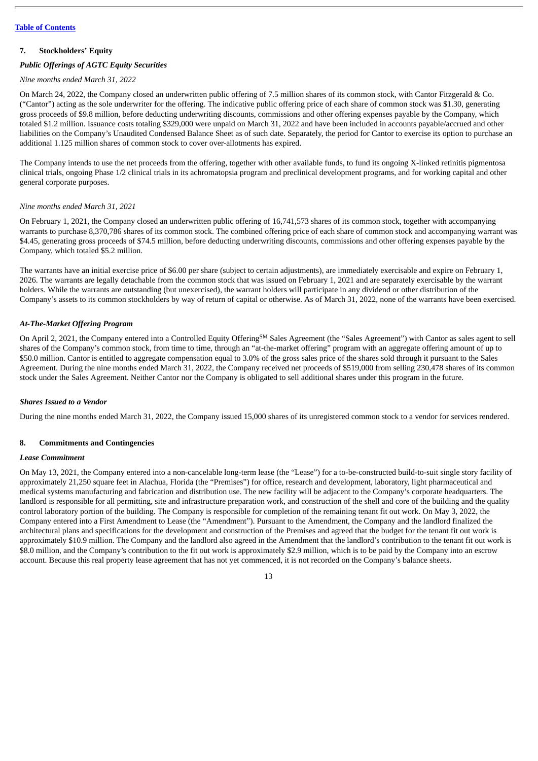[Table of Contents](#)

## 7. Stockholders' Equity

### *Public Offerings of AGTC Equity Securities*

*Nine months ended March 31, 2022*

On March 24, 2022, the Company closed an underwritten public offering of 7.5 million shares of its common stock, with Cantor Fitzgerald & Co. ("Cantor") acting as the sole underwriter for the offering. The indicative public offering price of each share of common stock was $1.30, generating gross proceeds of $9.8 million, before deducting underwriting discounts, commissions and other offering expenses payable by the Company, which totaled $1.2 million. Issuance costs totaling $329,000 were unpaid on March 31, 2022 and have been included in accounts payable/accrued and other liabilities on the Company's Unaudited Condensed Balance Sheet as of such date. Separately, the period for Cantor to exercise its option to purchase an additional 1.125 million shares of common stock to cover over-allotments has expired.

The Company intends to use the net proceeds from the offering, together with other available funds, to fund its ongoing X-linked retinitis pigmentosa clinical trials, ongoing Phase 1/2 clinical trials in its achromatopsia program and preclinical development programs, and for working capital and other general corporate purposes.

*Nine months ended March 31, 2021*

On February 1, 2021, the Company closed an underwritten public offering of 16,741,573 shares of its common stock, together with accompanying warrants to purchase 8,370,786 shares of its common stock. The combined offering price of each share of common stock and accompanying warrant was $4.45, generating gross proceeds of $74.5 million, before deducting underwriting discounts, commissions and other offering expenses payable by the Company, which totaled $5.2 million.

The warrants have an initial exercise price of $6.00 per share (subject to certain adjustments), are immediately exercisable and expire on February 1, 2026. The warrants are legally detachable from the common stock that was issued on February 1, 2021 and are separately exercisable by the warrant holders. While the warrants are outstanding (but unexercised), the warrant holders will participate in any dividend or other distribution of the Company's assets to its common stockholders by way of return of capital or otherwise. As of March 31, 2022, none of the warrants have been exercised.

### *At-The-Market Offering Program*

On April 2, 2021, the Company entered into a Controlled Equity Offering[SM] Sales Agreement (the "Sales Agreement") with Cantor as sales agent to sell shares of the Company's common stock, from time to time, through an "at-the-market offering" program with an aggregate offering amount of up to $50.0 million. Cantor is entitled to aggregate compensation equal to 3.0% of the gross sales price of the shares sold through it pursuant to the Sales Agreement. During the nine months ended March 31, 2022, the Company received net proceeds of $519,000 from selling 230,478 shares of its common stock under the Sales Agreement. Neither Cantor nor the Company is obligated to sell additional shares under this program in the future.

### *Shares Issued to a Vendor*

During the nine months ended March 31, 2022, the Company issued 15,000 shares of its unregistered common stock to a vendor for services rendered.

## 8. Commitments and Contingencies

### *Lease Commitment*

On May 13, 2021, the Company entered into a non-cancelable long-term lease (the "Lease") for a to-be-constructed build-to-suit single story facility of approximately 21,250 square feet in Alachua, Florida (the "Premises") for office, research and development, laboratory, light pharmaceutical and medical systems manufacturing and fabrication and distribution use. The new facility will be adjacent to the Company's corporate headquarters. The landlord is responsible for all permitting, site and infrastructure preparation work, and construction of the shell and core of the building and the quality control laboratory portion of the building. The Company is responsible for completion of the remaining tenant fit out work. On May 3, 2022, the Company entered into a First Amendment to Lease (the "Amendment"). Pursuant to the Amendment, the Company and the landlord finalized the architectural plans and specifications for the development and construction of the Premises and agreed that the budget for the tenant fit out work is approximately $10.9 million. The Company and the landlord also agreed in the Amendment that the landlord's contribution to the tenant fit out work is $8.0 million, and the Company's contribution to the fit out work is approximately $2.9 million, which is to be paid by the Company into an escrow account. Because this real property lease agreement that has not yet commenced, it is not recorded on the Company's balance sheets.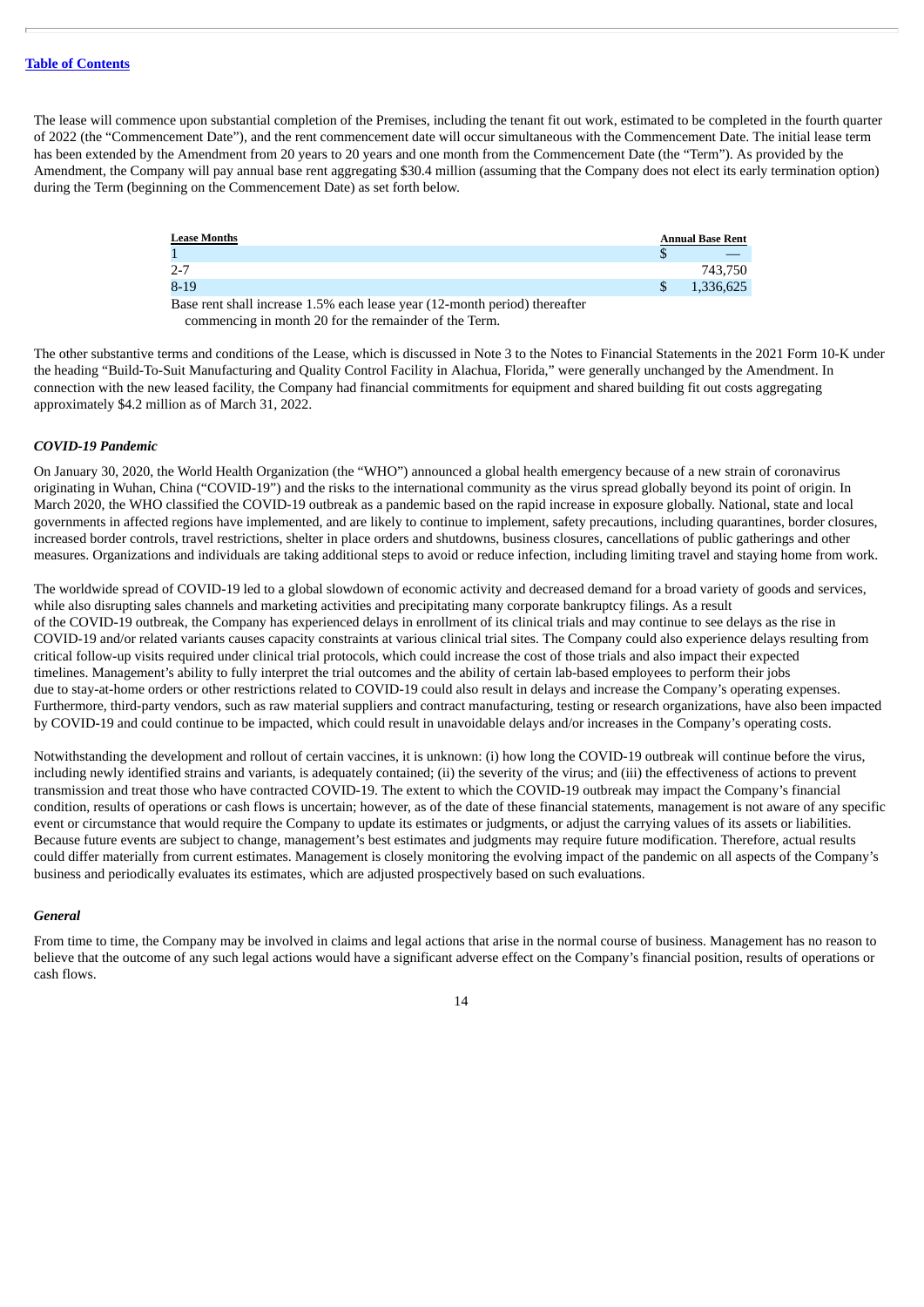The lease will commence upon substantial completion of the Premises, including the tenant fit out work, estimated to be completed in the fourth quarter of 2022 (the "Commencement Date"), and the rent commencement date will occur simultaneous with the Commencement Date. The initial lease term has been extended by the Amendment from 20 years to 20 years and one month from the Commencement Date (the "Term"). As provided by the Amendment, the Company will pay annual base rent aggregating $30.4 million (assuming that the Company does not elect its early termination option) during the Term (beginning on the Commencement Date) as set forth below.

| Lease Months | Annual Base Rent |
|---|---|
| 1 | $ — |
| 2-7 | 743,750 |
| 8-19 | $ 1,336,625 |
| Base rent shall increase 1.5% each lease year (12-month period) thereafter commencing in month 20 for the remainder of the Term. | |

The other substantive terms and conditions of the Lease, which is discussed in Note 3 to the Notes to Financial Statements in the 2021 Form 10-K under the heading "Build-To-Suit Manufacturing and Quality Control Facility in Alachua, Florida," were generally unchanged by the Amendment. In connection with the new leased facility, the Company had financial commitments for equipment and shared building fit out costs aggregating approximately $4.2 million as of March 31, 2022.

***COVID-19 Pandemic***

On January 30, 2020, the World Health Organization (the "WHO") announced a global health emergency because of a new strain of coronavirus originating in Wuhan, China ("COVID-19") and the risks to the international community as the virus spread globally beyond its point of origin. In March 2020, the WHO classified the COVID-19 outbreak as a pandemic based on the rapid increase in exposure globally. National, state and local governments in affected regions have implemented, and are likely to continue to implement, safety precautions, including quarantines, border closures, increased border controls, travel restrictions, shelter in place orders and shutdowns, business closures, cancellations of public gatherings and other measures. Organizations and individuals are taking additional steps to avoid or reduce infection, including limiting travel and staying home from work.

The worldwide spread of COVID-19 led to a global slowdown of economic activity and decreased demand for a broad variety of goods and services, while also disrupting sales channels and marketing activities and precipitating many corporate bankruptcy filings. As a result of the COVID-19 outbreak, the Company has experienced delays in enrollment of its clinical trials and may continue to see delays as the rise in COVID-19 and/or related variants causes capacity constraints at various clinical trial sites. The Company could also experience delays resulting from critical follow-up visits required under clinical trial protocols, which could increase the cost of those trials and also impact their expected timelines. Management's ability to fully interpret the trial outcomes and the ability of certain lab-based employees to perform their jobs due to stay-at-home orders or other restrictions related to COVID-19 could also result in delays and increase the Company's operating expenses. Furthermore, third-party vendors, such as raw material suppliers and contract manufacturing, testing or research organizations, have also been impacted by COVID-19 and could continue to be impacted, which could result in unavoidable delays and/or increases in the Company's operating costs.

Notwithstanding the development and rollout of certain vaccines, it is unknown: (i) how long the COVID-19 outbreak will continue before the virus, including newly identified strains and variants, is adequately contained; (ii) the severity of the virus; and (iii) the effectiveness of actions to prevent transmission and treat those who have contracted COVID-19. The extent to which the COVID-19 outbreak may impact the Company's financial condition, results of operations or cash flows is uncertain; however, as of the date of these financial statements, management is not aware of any specific event or circumstance that would require the Company to update its estimates or judgments, or adjust the carrying values of its assets or liabilities. Because future events are subject to change, management's best estimates and judgments may require future modification. Therefore, actual results could differ materially from current estimates. Management is closely monitoring the evolving impact of the pandemic on all aspects of the Company's business and periodically evaluates its estimates, which are adjusted prospectively based on such evaluations.

***General***

From time to time, the Company may be involved in claims and legal actions that arise in the normal course of business. Management has no reason to believe that the outcome of any such legal actions would have a significant adverse effect on the Company's financial position, results of operations or cash flows.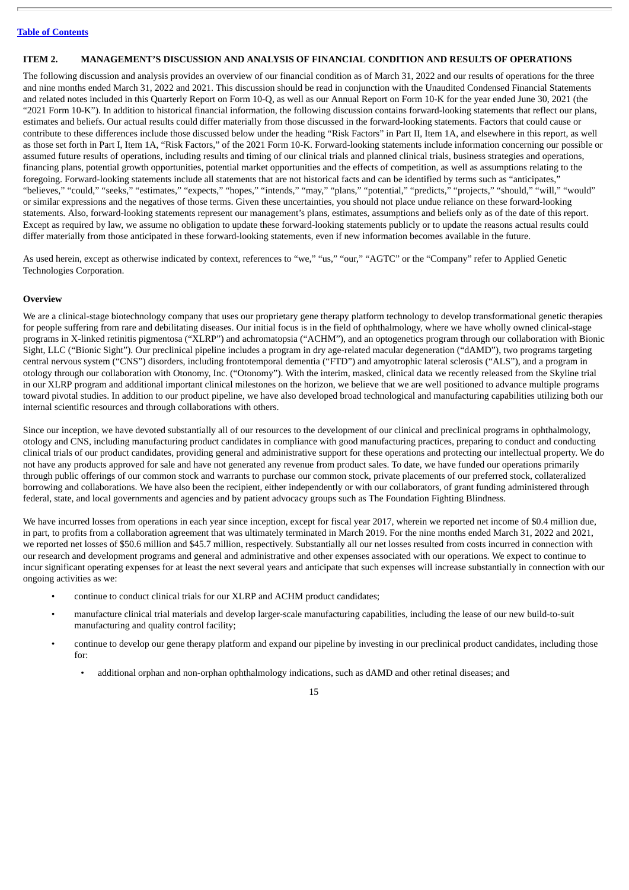[Table of Contents](#)

## ITEM 2. MANAGEMENT'S DISCUSSION AND ANALYSIS OF FINANCIAL CONDITION AND RESULTS OF OPERATIONS

The following discussion and analysis provides an overview of our financial condition as of March 31, 2022 and our results of operations for the three and nine months ended March 31, 2022 and 2021. This discussion should be read in conjunction with the Unaudited Condensed Financial Statements and related notes included in this Quarterly Report on Form 10-Q, as well as our Annual Report on Form 10-K for the year ended June 30, 2021 (the "2021 Form 10-K"). In addition to historical financial information, the following discussion contains forward-looking statements that reflect our plans, estimates and beliefs. Our actual results could differ materially from those discussed in the forward-looking statements. Factors that could cause or contribute to these differences include those discussed below under the heading "Risk Factors" in Part II, Item 1A, and elsewhere in this report, as well as those set forth in Part I, Item 1A, "Risk Factors," of the 2021 Form 10-K. Forward-looking statements include information concerning our possible or assumed future results of operations, including results and timing of our clinical trials and planned clinical trials, business strategies and operations, financing plans, potential growth opportunities, potential market opportunities and the effects of competition, as well as assumptions relating to the foregoing. Forward-looking statements include all statements that are not historical facts and can be identified by terms such as "anticipates," "believes," "could," "seeks," "estimates," "expects," "hopes," "intends," "may," "plans," "potential," "predicts," "projects," "should," "will," "would" or similar expressions and the negatives of those terms. Given these uncertainties, you should not place undue reliance on these forward-looking statements. Also, forward-looking statements represent our management's plans, estimates, assumptions and beliefs only as of the date of this report. Except as required by law, we assume no obligation to update these forward-looking statements publicly or to update the reasons actual results could differ materially from those anticipated in these forward-looking statements, even if new information becomes available in the future.

As used herein, except as otherwise indicated by context, references to "we," "us," "our," "AGTC" or the "Company" refer to Applied Genetic Technologies Corporation.

### Overview

We are a clinical-stage biotechnology company that uses our proprietary gene therapy platform technology to develop transformational genetic therapies for people suffering from rare and debilitating diseases. Our initial focus is in the field of ophthalmology, where we have wholly owned clinical-stage programs in X-linked retinitis pigmentosa ("XLRP") and achromatopsia ("ACHM"), and an optogenetics program through our collaboration with Bionic Sight, LLC ("Bionic Sight"). Our preclinical pipeline includes a program in dry age-related macular degeneration ("dAMD"), two programs targeting central nervous system ("CNS") disorders, including frontotemporal dementia ("FTD") and amyotrophic lateral sclerosis ("ALS"), and a program in otology through our collaboration with Otonomy, Inc. ("Otonomy"). With the interim, masked, clinical data we recently released from the Skyline trial in our XLRP program and additional important clinical milestones on the horizon, we believe that we are well positioned to advance multiple programs toward pivotal studies. In addition to our product pipeline, we have also developed broad technological and manufacturing capabilities utilizing both our internal scientific resources and through collaborations with others.

Since our inception, we have devoted substantially all of our resources to the development of our clinical and preclinical programs in ophthalmology, otology and CNS, including manufacturing product candidates in compliance with good manufacturing practices, preparing to conduct and conducting clinical trials of our product candidates, providing general and administrative support for these operations and protecting our intellectual property. We do not have any products approved for sale and have not generated any revenue from product sales. To date, we have funded our operations primarily through public offerings of our common stock and warrants to purchase our common stock, private placements of our preferred stock, collateralized borrowing and collaborations. We have also been the recipient, either independently or with our collaborators, of grant funding administered through federal, state, and local governments and agencies and by patient advocacy groups such as The Foundation Fighting Blindness.

We have incurred losses from operations in each year since inception, except for fiscal year 2017, wherein we reported net income of $0.4 million due, in part, to profits from a collaboration agreement that was ultimately terminated in March 2019. For the nine months ended March 31, 2022 and 2021, we reported net losses of $50.6 million and $45.7 million, respectively. Substantially all our net losses resulted from costs incurred in connection with our research and development programs and general and administrative and other expenses associated with our operations. We expect to continue to incur significant operating expenses for at least the next several years and anticipate that such expenses will increase substantially in connection with our ongoing activities as we:

- continue to conduct clinical trials for our XLRP and ACHM product candidates;
- manufacture clinical trial materials and develop larger-scale manufacturing capabilities, including the lease of our new build-to-suit manufacturing and quality control facility;
- continue to develop our gene therapy platform and expand our pipeline by investing in our preclinical product candidates, including those for:
  - additional orphan and non-orphan ophthalmology indications, such as dAMD and other retinal diseases; and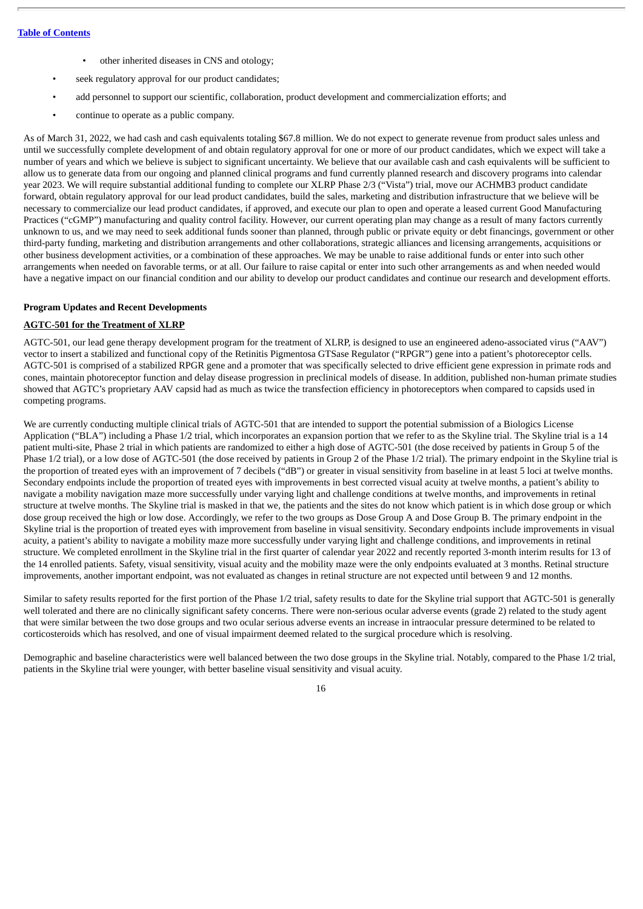- other inherited diseases in CNS and otology;
- seek regulatory approval for our product candidates;
- add personnel to support our scientific, collaboration, product development and commercialization efforts; and
- continue to operate as a public company.

As of March 31, 2022, we had cash and cash equivalents totaling $67.8 million. We do not expect to generate revenue from product sales unless and until we successfully complete development of and obtain regulatory approval for one or more of our product candidates, which we expect will take a number of years and which we believe is subject to significant uncertainty. We believe that our available cash and cash equivalents will be sufficient to allow us to generate data from our ongoing and planned clinical programs and fund currently planned research and discovery programs into calendar year 2023. We will require substantial additional funding to complete our XLRP Phase 2/3 ("Vista") trial, move our ACHMB3 product candidate forward, obtain regulatory approval for our lead product candidates, build the sales, marketing and distribution infrastructure that we believe will be necessary to commercialize our lead product candidates, if approved, and execute our plan to open and operate a leased current Good Manufacturing Practices ("cGMP") manufacturing and quality control facility. However, our current operating plan may change as a result of many factors currently unknown to us, and we may need to seek additional funds sooner than planned, through public or private equity or debt financings, government or other third-party funding, marketing and distribution arrangements and other collaborations, strategic alliances and licensing arrangements, acquisitions or other business development activities, or a combination of these approaches. We may be unable to raise additional funds or enter into such other arrangements when needed on favorable terms, or at all. Our failure to raise capital or enter into such other arrangements as and when needed would have a negative impact on our financial condition and our ability to develop our product candidates and continue our research and development efforts.

**Program Updates and Recent Developments**

**AGTC-501 for the Treatment of XLRP**

AGTC-501, our lead gene therapy development program for the treatment of XLRP, is designed to use an engineered adeno-associated virus ("AAV") vector to insert a stabilized and functional copy of the Retinitis Pigmentosa GTSase Regulator ("RPGR") gene into a patient's photoreceptor cells. AGTC-501 is comprised of a stabilized RPGR gene and a promoter that was specifically selected to drive efficient gene expression in primate rods and cones, maintain photoreceptor function and delay disease progression in preclinical models of disease. In addition, published non-human primate studies showed that AGTC's proprietary AAV capsid had as much as twice the transfection efficiency in photoreceptors when compared to capsids used in competing programs.

We are currently conducting multiple clinical trials of AGTC-501 that are intended to support the potential submission of a Biologics License Application ("BLA") including a Phase 1/2 trial, which incorporates an expansion portion that we refer to as the Skyline trial. The Skyline trial is a 14 patient multi-site, Phase 2 trial in which patients are randomized to either a high dose of AGTC-501 (the dose received by patients in Group 5 of the Phase 1/2 trial), or a low dose of AGTC-501 (the dose received by patients in Group 2 of the Phase 1/2 trial). The primary endpoint in the Skyline trial is the proportion of treated eyes with an improvement of 7 decibels ("dB") or greater in visual sensitivity from baseline in at least 5 loci at twelve months. Secondary endpoints include the proportion of treated eyes with improvements in best corrected visual acuity at twelve months, a patient's ability to navigate a mobility navigation maze more successfully under varying light and challenge conditions at twelve months, and improvements in retinal structure at twelve months. The Skyline trial is masked in that we, the patients and the sites do not know which patient is in which dose group or which dose group received the high or low dose. Accordingly, we refer to the two groups as Dose Group A and Dose Group B. The primary endpoint in the Skyline trial is the proportion of treated eyes with improvement from baseline in visual sensitivity. Secondary endpoints include improvements in visual acuity, a patient's ability to navigate a mobility maze more successfully under varying light and challenge conditions, and improvements in retinal structure. We completed enrollment in the Skyline trial in the first quarter of calendar year 2022 and recently reported 3-month interim results for 13 of the 14 enrolled patients. Safety, visual sensitivity, visual acuity and the mobility maze were the only endpoints evaluated at 3 months. Retinal structure improvements, another important endpoint, was not evaluated as changes in retinal structure are not expected until between 9 and 12 months.

Similar to safety results reported for the first portion of the Phase 1/2 trial, safety results to date for the Skyline trial support that AGTC-501 is generally well tolerated and there are no clinically significant safety concerns. There were non-serious ocular adverse events (grade 2) related to the study agent that were similar between the two dose groups and two ocular serious adverse events an increase in intraocular pressure determined to be related to corticosteroids which has resolved, and one of visual impairment deemed related to the surgical procedure which is resolving.

Demographic and baseline characteristics were well balanced between the two dose groups in the Skyline trial. Notably, compared to the Phase 1/2 trial, patients in the Skyline trial were younger, with better baseline visual sensitivity and visual acuity.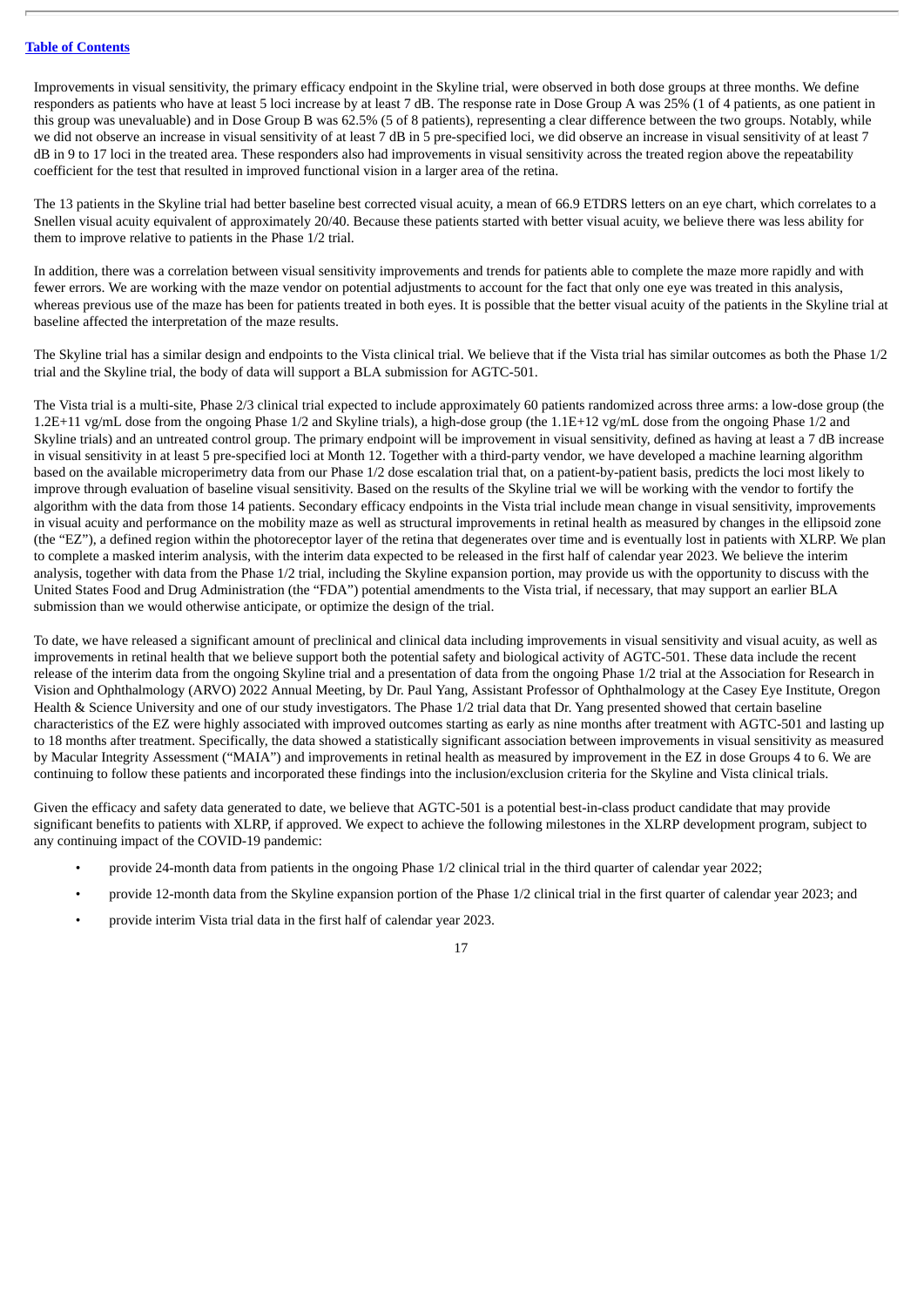Improvements in visual sensitivity, the primary efficacy endpoint in the Skyline trial, were observed in both dose groups at three months. We define responders as patients who have at least 5 loci increase by at least 7 dB. The response rate in Dose Group A was 25% (1 of 4 patients, as one patient in this group was unevaluable) and in Dose Group B was 62.5% (5 of 8 patients), representing a clear difference between the two groups. Notably, while we did not observe an increase in visual sensitivity of at least 7 dB in 5 pre-specified loci, we did observe an increase in visual sensitivity of at least 7 dB in 9 to 17 loci in the treated area. These responders also had improvements in visual sensitivity across the treated region above the repeatability coefficient for the test that resulted in improved functional vision in a larger area of the retina.

The 13 patients in the Skyline trial had better baseline best corrected visual acuity, a mean of 66.9 ETDRS letters on an eye chart, which correlates to a Snellen visual acuity equivalent of approximately 20/40. Because these patients started with better visual acuity, we believe there was less ability for them to improve relative to patients in the Phase 1/2 trial.

In addition, there was a correlation between visual sensitivity improvements and trends for patients able to complete the maze more rapidly and with fewer errors. We are working with the maze vendor on potential adjustments to account for the fact that only one eye was treated in this analysis, whereas previous use of the maze has been for patients treated in both eyes. It is possible that the better visual acuity of the patients in the Skyline trial at baseline affected the interpretation of the maze results.

The Skyline trial has a similar design and endpoints to the Vista clinical trial. We believe that if the Vista trial has similar outcomes as both the Phase 1/2 trial and the Skyline trial, the body of data will support a BLA submission for AGTC-501.

The Vista trial is a multi-site, Phase 2/3 clinical trial expected to include approximately 60 patients randomized across three arms: a low-dose group (the 1.2E+11 vg/mL dose from the ongoing Phase 1/2 and Skyline trials), a high-dose group (the 1.1E+12 vg/mL dose from the ongoing Phase 1/2 and Skyline trials) and an untreated control group. The primary endpoint will be improvement in visual sensitivity, defined as having at least a 7 dB increase in visual sensitivity in at least 5 pre-specified loci at Month 12. Together with a third-party vendor, we have developed a machine learning algorithm based on the available microperimetry data from our Phase 1/2 dose escalation trial that, on a patient-by-patient basis, predicts the loci most likely to improve through evaluation of baseline visual sensitivity. Based on the results of the Skyline trial we will be working with the vendor to fortify the algorithm with the data from those 14 patients. Secondary efficacy endpoints in the Vista trial include mean change in visual sensitivity, improvements in visual acuity and performance on the mobility maze as well as structural improvements in retinal health as measured by changes in the ellipsoid zone (the "EZ"), a defined region within the photoreceptor layer of the retina that degenerates over time and is eventually lost in patients with XLRP. We plan to complete a masked interim analysis, with the interim data expected to be released in the first half of calendar year 2023. We believe the interim analysis, together with data from the Phase 1/2 trial, including the Skyline expansion portion, may provide us with the opportunity to discuss with the United States Food and Drug Administration (the "FDA") potential amendments to the Vista trial, if necessary, that may support an earlier BLA submission than we would otherwise anticipate, or optimize the design of the trial.

To date, we have released a significant amount of preclinical and clinical data including improvements in visual sensitivity and visual acuity, as well as improvements in retinal health that we believe support both the potential safety and biological activity of AGTC-501. These data include the recent release of the interim data from the ongoing Skyline trial and a presentation of data from the ongoing Phase 1/2 trial at the Association for Research in Vision and Ophthalmology (ARVO) 2022 Annual Meeting, by Dr. Paul Yang, Assistant Professor of Ophthalmology at the Casey Eye Institute, Oregon Health & Science University and one of our study investigators. The Phase 1/2 trial data that Dr. Yang presented showed that certain baseline characteristics of the EZ were highly associated with improved outcomes starting as early as nine months after treatment with AGTC-501 and lasting up to 18 months after treatment. Specifically, the data showed a statistically significant association between improvements in visual sensitivity as measured by Macular Integrity Assessment ("MAIA") and improvements in retinal health as measured by improvement in the EZ in dose Groups 4 to 6. We are continuing to follow these patients and incorporated these findings into the inclusion/exclusion criteria for the Skyline and Vista clinical trials.

Given the efficacy and safety data generated to date, we believe that AGTC-501 is a potential best-in-class product candidate that may provide significant benefits to patients with XLRP, if approved. We expect to achieve the following milestones in the XLRP development program, subject to any continuing impact of the COVID-19 pandemic:

- provide 24-month data from patients in the ongoing Phase 1/2 clinical trial in the third quarter of calendar year 2022;
- provide 12-month data from the Skyline expansion portion of the Phase 1/2 clinical trial in the first quarter of calendar year 2023; and
- provide interim Vista trial data in the first half of calendar year 2023.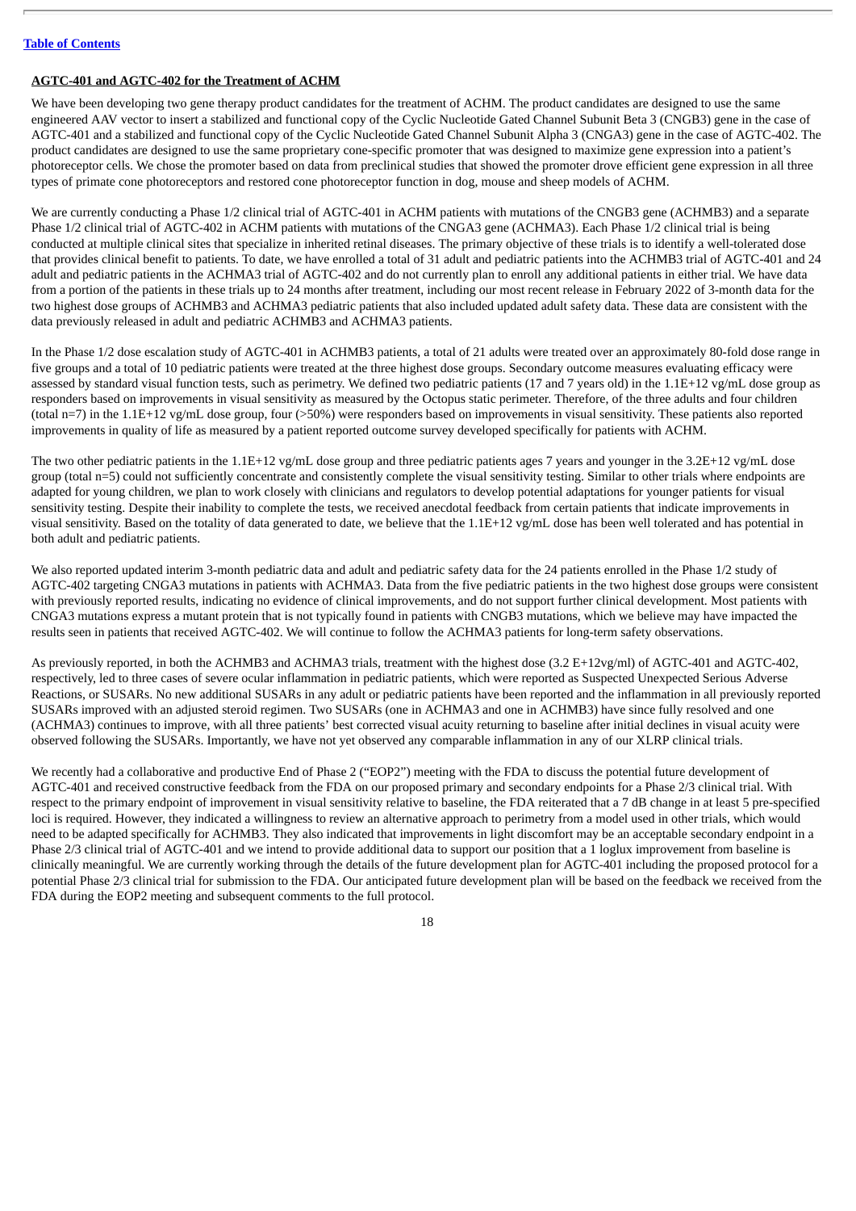[Table of Contents](#)

**AGTC-401 and AGTC-402 for the Treatment of ACHM**

We have been developing two gene therapy product candidates for the treatment of ACHM. The product candidates are designed to use the same engineered AAV vector to insert a stabilized and functional copy of the Cyclic Nucleotide Gated Channel Subunit Beta 3 (CNGB3) gene in the case of AGTC-401 and a stabilized and functional copy of the Cyclic Nucleotide Gated Channel Subunit Alpha 3 (CNGA3) gene in the case of AGTC-402. The product candidates are designed to use the same proprietary cone-specific promoter that was designed to maximize gene expression into a patient's photoreceptor cells. We chose the promoter based on data from preclinical studies that showed the promoter drove efficient gene expression in all three types of primate cone photoreceptors and restored cone photoreceptor function in dog, mouse and sheep models of ACHM.

We are currently conducting a Phase 1/2 clinical trial of AGTC-401 in ACHM patients with mutations of the CNGB3 gene (ACHMB3) and a separate Phase 1/2 clinical trial of AGTC-402 in ACHM patients with mutations of the CNGA3 gene (ACHMA3). Each Phase 1/2 clinical trial is being conducted at multiple clinical sites that specialize in inherited retinal diseases. The primary objective of these trials is to identify a well-tolerated dose that provides clinical benefit to patients. To date, we have enrolled a total of 31 adult and pediatric patients into the ACHMB3 trial of AGTC-401 and 24 adult and pediatric patients in the ACHMA3 trial of AGTC-402 and do not currently plan to enroll any additional patients in either trial. We have data from a portion of the patients in these trials up to 24 months after treatment, including our most recent release in February 2022 of 3-month data for the two highest dose groups of ACHMB3 and ACHMA3 pediatric patients that also included updated adult safety data. These data are consistent with the data previously released in adult and pediatric ACHMB3 and ACHMA3 patients.

In the Phase 1/2 dose escalation study of AGTC-401 in ACHMB3 patients, a total of 21 adults were treated over an approximately 80-fold dose range in five groups and a total of 10 pediatric patients were treated at the three highest dose groups. Secondary outcome measures evaluating efficacy were assessed by standard visual function tests, such as perimetry. We defined two pediatric patients (17 and 7 years old) in the 1.1E+12 vg/mL dose group as responders based on improvements in visual sensitivity as measured by the Octopus static perimeter. Therefore, of the three adults and four children (total n=7) in the 1.1E+12 vg/mL dose group, four (>50%) were responders based on improvements in visual sensitivity. These patients also reported improvements in quality of life as measured by a patient reported outcome survey developed specifically for patients with ACHM.

The two other pediatric patients in the 1.1E+12 vg/mL dose group and three pediatric patients ages 7 years and younger in the 3.2E+12 vg/mL dose group (total n=5) could not sufficiently concentrate and consistently complete the visual sensitivity testing. Similar to other trials where endpoints are adapted for young children, we plan to work closely with clinicians and regulators to develop potential adaptations for younger patients for visual sensitivity testing. Despite their inability to complete the tests, we received anecdotal feedback from certain patients that indicate improvements in visual sensitivity. Based on the totality of data generated to date, we believe that the 1.1E+12 vg/mL dose has been well tolerated and has potential in both adult and pediatric patients.

We also reported updated interim 3-month pediatric data and adult and pediatric safety data for the 24 patients enrolled in the Phase 1/2 study of AGTC-402 targeting CNGA3 mutations in patients with ACHMA3. Data from the five pediatric patients in the two highest dose groups were consistent with previously reported results, indicating no evidence of clinical improvements, and do not support further clinical development. Most patients with CNGA3 mutations express a mutant protein that is not typically found in patients with CNGB3 mutations, which we believe may have impacted the results seen in patients that received AGTC-402. We will continue to follow the ACHMA3 patients for long-term safety observations.

As previously reported, in both the ACHMB3 and ACHMA3 trials, treatment with the highest dose (3.2 E+12vg/ml) of AGTC-401 and AGTC-402, respectively, led to three cases of severe ocular inflammation in pediatric patients, which were reported as Suspected Unexpected Serious Adverse Reactions, or SUSARs. No new additional SUSARs in any adult or pediatric patients have been reported and the inflammation in all previously reported SUSARs improved with an adjusted steroid regimen. Two SUSARs (one in ACHMA3 and one in ACHMB3) have since fully resolved and one (ACHMA3) continues to improve, with all three patients' best corrected visual acuity returning to baseline after initial declines in visual acuity were observed following the SUSARs. Importantly, we have not yet observed any comparable inflammation in any of our XLRP clinical trials.

We recently had a collaborative and productive End of Phase 2 ("EOP2") meeting with the FDA to discuss the potential future development of AGTC-401 and received constructive feedback from the FDA on our proposed primary and secondary endpoints for a Phase 2/3 clinical trial. With respect to the primary endpoint of improvement in visual sensitivity relative to baseline, the FDA reiterated that a 7 dB change in at least 5 pre-specified loci is required. However, they indicated a willingness to review an alternative approach to perimetry from a model used in other trials, which would need to be adapted specifically for ACHMB3. They also indicated that improvements in light discomfort may be an acceptable secondary endpoint in a Phase 2/3 clinical trial of AGTC-401 and we intend to provide additional data to support our position that a 1 loglux improvement from baseline is clinically meaningful. We are currently working through the details of the future development plan for AGTC-401 including the proposed protocol for a potential Phase 2/3 clinical trial for submission to the FDA. Our anticipated future development plan will be based on the feedback we received from the FDA during the EOP2 meeting and subsequent comments to the full protocol.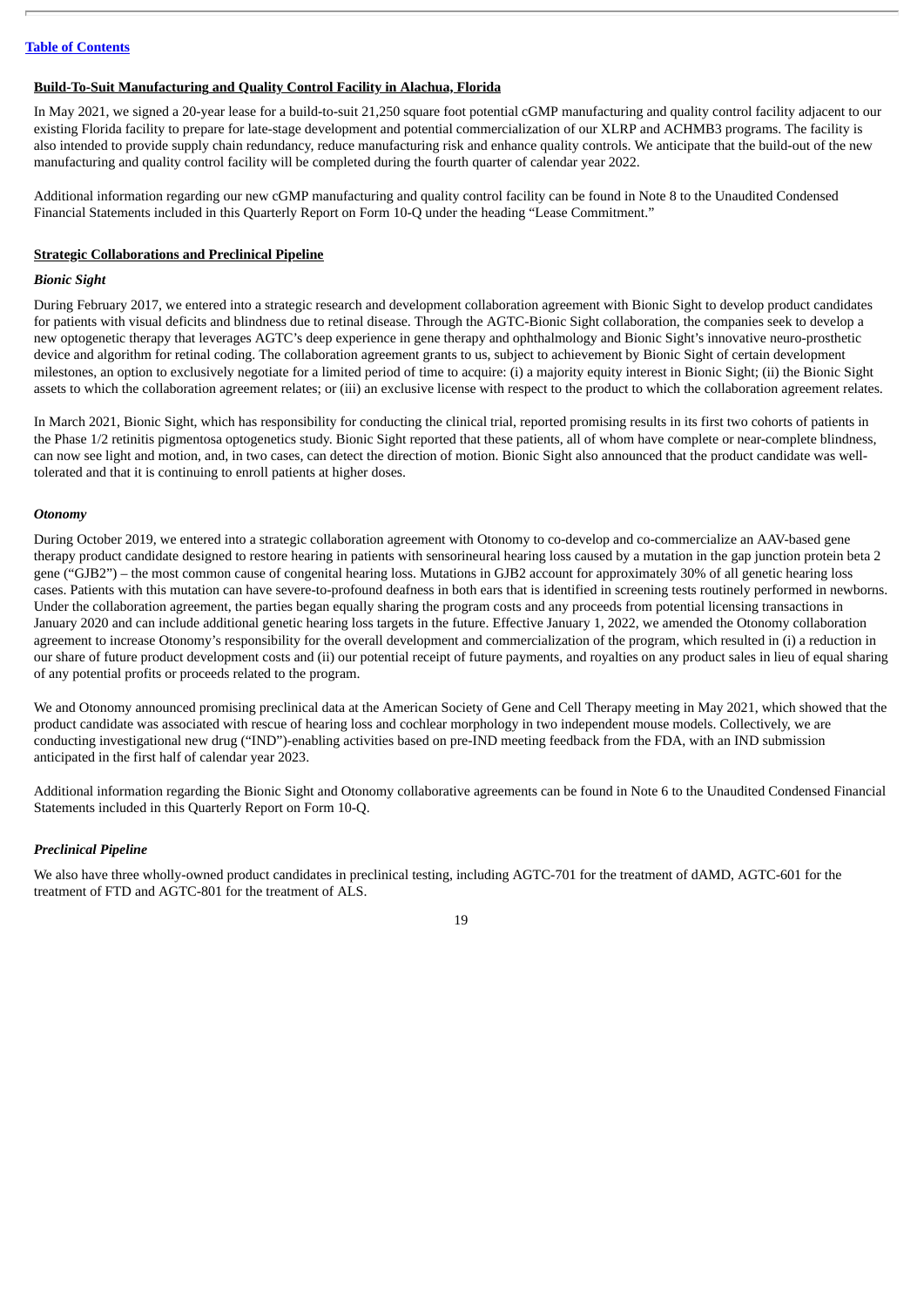## Build-To-Suit Manufacturing and Quality Control Facility in Alachua, Florida

In May 2021, we signed a 20-year lease for a build-to-suit 21,250 square foot potential cGMP manufacturing and quality control facility adjacent to our existing Florida facility to prepare for late-stage development and potential commercialization of our XLRP and ACHMB3 programs. The facility is also intended to provide supply chain redundancy, reduce manufacturing risk and enhance quality controls. We anticipate that the build-out of the new manufacturing and quality control facility will be completed during the fourth quarter of calendar year 2022.

Additional information regarding our new cGMP manufacturing and quality control facility can be found in Note 8 to the Unaudited Condensed Financial Statements included in this Quarterly Report on Form 10-Q under the heading "Lease Commitment."

## Strategic Collaborations and Preclinical Pipeline

### *Bionic Sight*

During February 2017, we entered into a strategic research and development collaboration agreement with Bionic Sight to develop product candidates for patients with visual deficits and blindness due to retinal disease. Through the AGTC-Bionic Sight collaboration, the companies seek to develop a new optogenetic therapy that leverages AGTC's deep experience in gene therapy and ophthalmology and Bionic Sight's innovative neuro-prosthetic device and algorithm for retinal coding. The collaboration agreement grants to us, subject to achievement by Bionic Sight of certain development milestones, an option to exclusively negotiate for a limited period of time to acquire: (i) a majority equity interest in Bionic Sight; (ii) the Bionic Sight assets to which the collaboration agreement relates; or (iii) an exclusive license with respect to the product to which the collaboration agreement relates.

In March 2021, Bionic Sight, which has responsibility for conducting the clinical trial, reported promising results in its first two cohorts of patients in the Phase 1/2 retinitis pigmentosa optogenetics study. Bionic Sight reported that these patients, all of whom have complete or near-complete blindness, can now see light and motion, and, in two cases, can detect the direction of motion. Bionic Sight also announced that the product candidate was well-tolerated and that it is continuing to enroll patients at higher doses.

### *Otonomy*

During October 2019, we entered into a strategic collaboration agreement with Otonomy to co-develop and co-commercialize an AAV-based gene therapy product candidate designed to restore hearing in patients with sensorineural hearing loss caused by a mutation in the gap junction protein beta 2 gene ("GJB2") – the most common cause of congenital hearing loss. Mutations in GJB2 account for approximately 30% of all genetic hearing loss cases. Patients with this mutation can have severe-to-profound deafness in both ears that is identified in screening tests routinely performed in newborns. Under the collaboration agreement, the parties began equally sharing the program costs and any proceeds from potential licensing transactions in January 2020 and can include additional genetic hearing loss targets in the future. Effective January 1, 2022, we amended the Otonomy collaboration agreement to increase Otonomy's responsibility for the overall development and commercialization of the program, which resulted in (i) a reduction in our share of future product development costs and (ii) our potential receipt of future payments, and royalties on any product sales in lieu of equal sharing of any potential profits or proceeds related to the program.

We and Otonomy announced promising preclinical data at the American Society of Gene and Cell Therapy meeting in May 2021, which showed that the product candidate was associated with rescue of hearing loss and cochlear morphology in two independent mouse models. Collectively, we are conducting investigational new drug ("IND")-enabling activities based on pre-IND meeting feedback from the FDA, with an IND submission anticipated in the first half of calendar year 2023.

Additional information regarding the Bionic Sight and Otonomy collaborative agreements can be found in Note 6 to the Unaudited Condensed Financial Statements included in this Quarterly Report on Form 10-Q.

### *Preclinical Pipeline*

We also have three wholly-owned product candidates in preclinical testing, including AGTC-701 for the treatment of dAMD, AGTC-601 for the treatment of FTD and AGTC-801 for the treatment of ALS.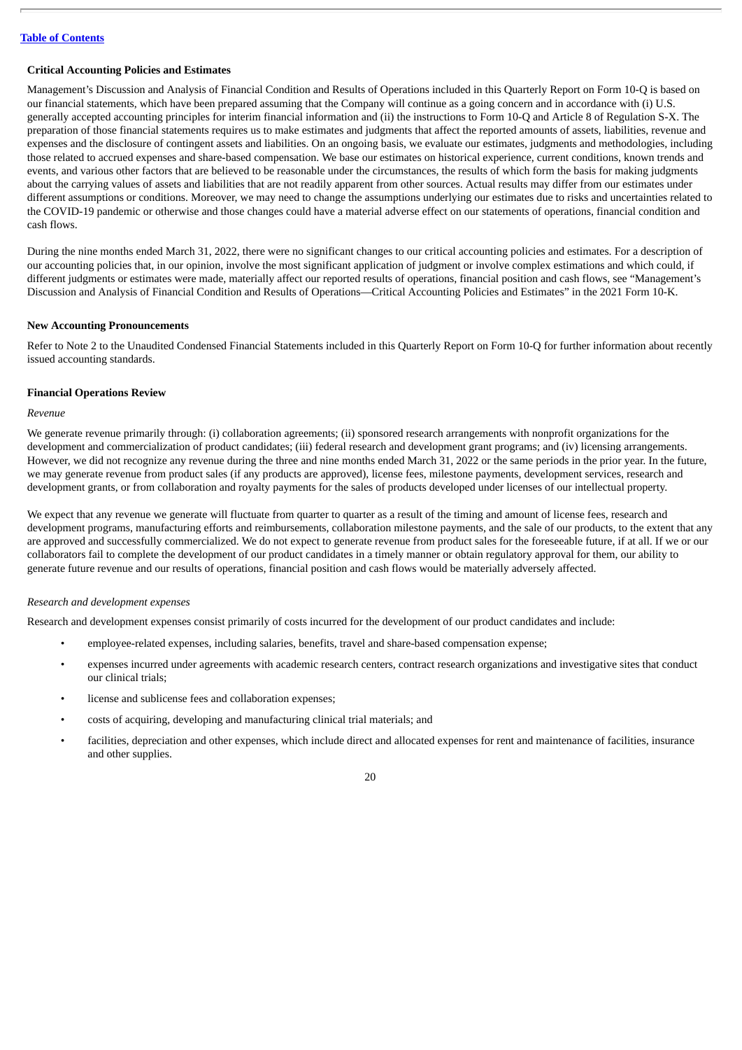### Critical Accounting Policies and Estimates

Management's Discussion and Analysis of Financial Condition and Results of Operations included in this Quarterly Report on Form 10-Q is based on our financial statements, which have been prepared assuming that the Company will continue as a going concern and in accordance with (i) U.S. generally accepted accounting principles for interim financial information and (ii) the instructions to Form 10-Q and Article 8 of Regulation S-X. The preparation of those financial statements requires us to make estimates and judgments that affect the reported amounts of assets, liabilities, revenue and expenses and the disclosure of contingent assets and liabilities. On an ongoing basis, we evaluate our estimates, judgments and methodologies, including those related to accrued expenses and share-based compensation. We base our estimates on historical experience, current conditions, known trends and events, and various other factors that are believed to be reasonable under the circumstances, the results of which form the basis for making judgments about the carrying values of assets and liabilities that are not readily apparent from other sources. Actual results may differ from our estimates under different assumptions or conditions. Moreover, we may need to change the assumptions underlying our estimates due to risks and uncertainties related to the COVID-19 pandemic or otherwise and those changes could have a material adverse effect on our statements of operations, financial condition and cash flows.

During the nine months ended March 31, 2022, there were no significant changes to our critical accounting policies and estimates. For a description of our accounting policies that, in our opinion, involve the most significant application of judgment or involve complex estimations and which could, if different judgments or estimates were made, materially affect our reported results of operations, financial position and cash flows, see "Management's Discussion and Analysis of Financial Condition and Results of Operations—Critical Accounting Policies and Estimates" in the 2021 Form 10-K.

### New Accounting Pronouncements

Refer to Note 2 to the Unaudited Condensed Financial Statements included in this Quarterly Report on Form 10-Q for further information about recently issued accounting standards.

### Financial Operations Review

*Revenue*

We generate revenue primarily through: (i) collaboration agreements; (ii) sponsored research arrangements with nonprofit organizations for the development and commercialization of product candidates; (iii) federal research and development grant programs; and (iv) licensing arrangements. However, we did not recognize any revenue during the three and nine months ended March 31, 2022 or the same periods in the prior year. In the future, we may generate revenue from product sales (if any products are approved), license fees, milestone payments, development services, research and development grants, or from collaboration and royalty payments for the sales of products developed under licenses of our intellectual property.

We expect that any revenue we generate will fluctuate from quarter to quarter as a result of the timing and amount of license fees, research and development programs, manufacturing efforts and reimbursements, collaboration milestone payments, and the sale of our products, to the extent that any are approved and successfully commercialized. We do not expect to generate revenue from product sales for the foreseeable future, if at all. If we or our collaborators fail to complete the development of our product candidates in a timely manner or obtain regulatory approval for them, our ability to generate future revenue and our results of operations, financial position and cash flows would be materially adversely affected.

*Research and development expenses*

Research and development expenses consist primarily of costs incurred for the development of our product candidates and include:

- employee-related expenses, including salaries, benefits, travel and share-based compensation expense;
- expenses incurred under agreements with academic research centers, contract research organizations and investigative sites that conduct our clinical trials;
- license and sublicense fees and collaboration expenses;
- costs of acquiring, developing and manufacturing clinical trial materials; and
- facilities, depreciation and other expenses, which include direct and allocated expenses for rent and maintenance of facilities, insurance and other supplies.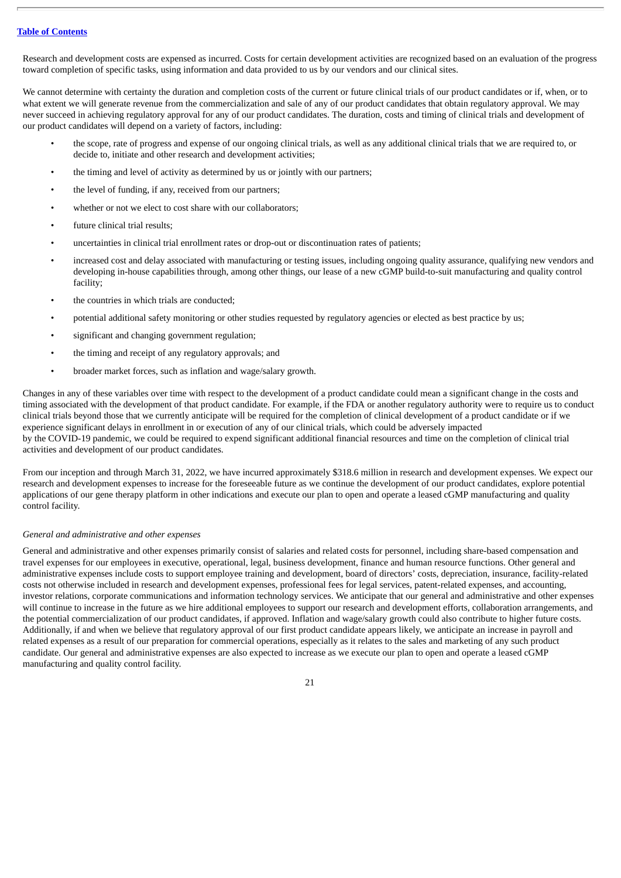Research and development costs are expensed as incurred. Costs for certain development activities are recognized based on an evaluation of the progress toward completion of specific tasks, using information and data provided to us by our vendors and our clinical sites.

We cannot determine with certainty the duration and completion costs of the current or future clinical trials of our product candidates or if, when, or to what extent we will generate revenue from the commercialization and sale of any of our product candidates that obtain regulatory approval. We may never succeed in achieving regulatory approval for any of our product candidates. The duration, costs and timing of clinical trials and development of our product candidates will depend on a variety of factors, including:

- the scope, rate of progress and expense of our ongoing clinical trials, as well as any additional clinical trials that we are required to, or decide to, initiate and other research and development activities;
- the timing and level of activity as determined by us or jointly with our partners;
- the level of funding, if any, received from our partners;
- whether or not we elect to cost share with our collaborators;
- future clinical trial results;
- uncertainties in clinical trial enrollment rates or drop-out or discontinuation rates of patients;
- increased cost and delay associated with manufacturing or testing issues, including ongoing quality assurance, qualifying new vendors and developing in-house capabilities through, among other things, our lease of a new cGMP build-to-suit manufacturing and quality control facility;
- the countries in which trials are conducted;
- potential additional safety monitoring or other studies requested by regulatory agencies or elected as best practice by us;
- significant and changing government regulation;
- the timing and receipt of any regulatory approvals; and
- broader market forces, such as inflation and wage/salary growth.

Changes in any of these variables over time with respect to the development of a product candidate could mean a significant change in the costs and timing associated with the development of that product candidate. For example, if the FDA or another regulatory authority were to require us to conduct clinical trials beyond those that we currently anticipate will be required for the completion of clinical development of a product candidate or if we experience significant delays in enrollment in or execution of any of our clinical trials, which could be adversely impacted by the COVID-19 pandemic, we could be required to expend significant additional financial resources and time on the completion of clinical trial activities and development of our product candidates.

From our inception and through March 31, 2022, we have incurred approximately $318.6 million in research and development expenses. We expect our research and development expenses to increase for the foreseeable future as we continue the development of our product candidates, explore potential applications of our gene therapy platform in other indications and execute our plan to open and operate a leased cGMP manufacturing and quality control facility.

*General and administrative and other expenses*

General and administrative and other expenses primarily consist of salaries and related costs for personnel, including share-based compensation and travel expenses for our employees in executive, operational, legal, business development, finance and human resource functions. Other general and administrative expenses include costs to support employee training and development, board of directors' costs, depreciation, insurance, facility-related costs not otherwise included in research and development expenses, professional fees for legal services, patent-related expenses, and accounting, investor relations, corporate communications and information technology services. We anticipate that our general and administrative and other expenses will continue to increase in the future as we hire additional employees to support our research and development efforts, collaboration arrangements, and the potential commercialization of our product candidates, if approved. Inflation and wage/salary growth could also contribute to higher future costs. Additionally, if and when we believe that regulatory approval of our first product candidate appears likely, we anticipate an increase in payroll and related expenses as a result of our preparation for commercial operations, especially as it relates to the sales and marketing of any such product candidate. Our general and administrative expenses are also expected to increase as we execute our plan to open and operate a leased cGMP manufacturing and quality control facility.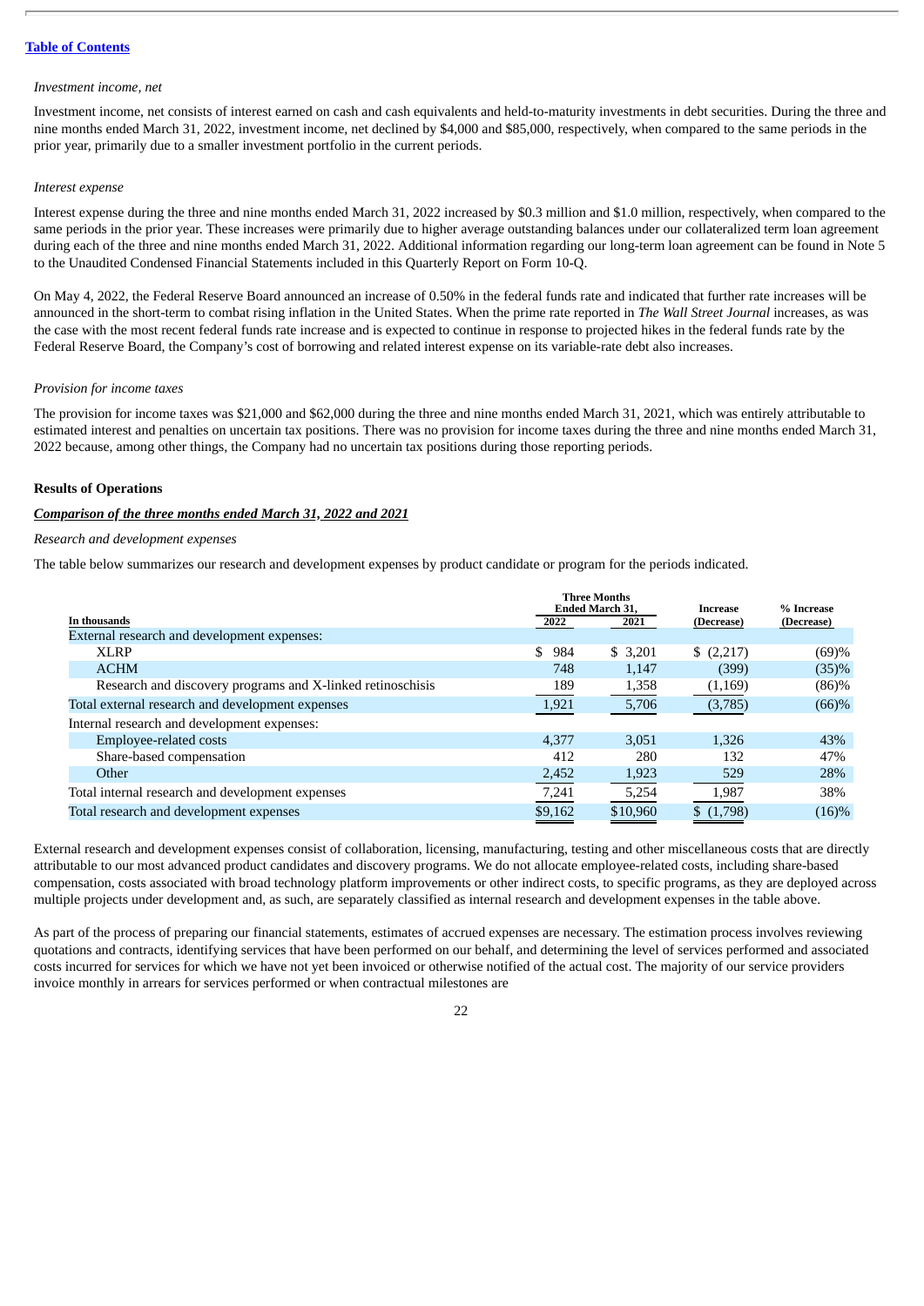[Table of Contents](#)

*Investment income, net*

Investment income, net consists of interest earned on cash and cash equivalents and held-to-maturity investments in debt securities. During the three and nine months ended March 31, 2022, investment income, net declined by $4,000 and $85,000, respectively, when compared to the same periods in the prior year, primarily due to a smaller investment portfolio in the current periods.

*Interest expense*

Interest expense during the three and nine months ended March 31, 2022 increased by $0.3 million and $1.0 million, respectively, when compared to the same periods in the prior year. These increases were primarily due to higher average outstanding balances under our collateralized term loan agreement during each of the three and nine months ended March 31, 2022. Additional information regarding our long-term loan agreement can be found in Note 5 to the Unaudited Condensed Financial Statements included in this Quarterly Report on Form 10-Q.

On May 4, 2022, the Federal Reserve Board announced an increase of 0.50% in the federal funds rate and indicated that further rate increases will be announced in the short-term to combat rising inflation in the United States. When the prime rate reported in *The Wall Street Journal* increases, as was the case with the most recent federal funds rate increase and is expected to continue in response to projected hikes in the federal funds rate by the Federal Reserve Board, the Company's cost of borrowing and related interest expense on its variable-rate debt also increases.

*Provision for income taxes*

The provision for income taxes was $21,000 and $62,000 during the three and nine months ended March 31, 2021, which was entirely attributable to estimated interest and penalties on uncertain tax positions. There was no provision for income taxes during the three and nine months ended March 31, 2022 because, among other things, the Company had no uncertain tax positions during those reporting periods.

**Results of Operations**

***Comparison of the three months ended March 31, 2022 and 2021***

*Research and development expenses*

The table below summarizes our research and development expenses by product candidate or program for the periods indicated.

| In thousands | Three Months Ended March 31, 2022 | Three Months Ended March 31, 2021 | Increase (Decrease) | % Increase (Decrease) |
|---|---|---|---|---|
| External research and development expenses: | | | | |
| XLRP | $ 984 | $ 3,201 | $ (2,217) | (69)% |
| ACHM | 748 | 1,147 | (399) | (35)% |
| Research and discovery programs and X-linked retinoschisis | 189 | 1,358 | (1,169) | (86)% |
| Total external research and development expenses | 1,921 | 5,706 | (3,785) | (66)% |
| Internal research and development expenses: | | | | |
| Employee-related costs | 4,377 | 3,051 | 1,326 | 43% |
| Share-based compensation | 412 | 280 | 132 | 47% |
| Other | 2,452 | 1,923 | 529 | 28% |
| Total internal research and development expenses | 7,241 | 5,254 | 1,987 | 38% |
| Total research and development expenses | $9,162 | $10,960 | $ (1,798) | (16)% |

External research and development expenses consist of collaboration, licensing, manufacturing, testing and other miscellaneous costs that are directly attributable to our most advanced product candidates and discovery programs. We do not allocate employee-related costs, including share-based compensation, costs associated with broad technology platform improvements or other indirect costs, to specific programs, as they are deployed across multiple projects under development and, as such, are separately classified as internal research and development expenses in the table above.

As part of the process of preparing our financial statements, estimates of accrued expenses are necessary. The estimation process involves reviewing quotations and contracts, identifying services that have been performed on our behalf, and determining the level of services performed and associated costs incurred for services for which we have not yet been invoiced or otherwise notified of the actual cost. The majority of our service providers invoice monthly in arrears for services performed or when contractual milestones are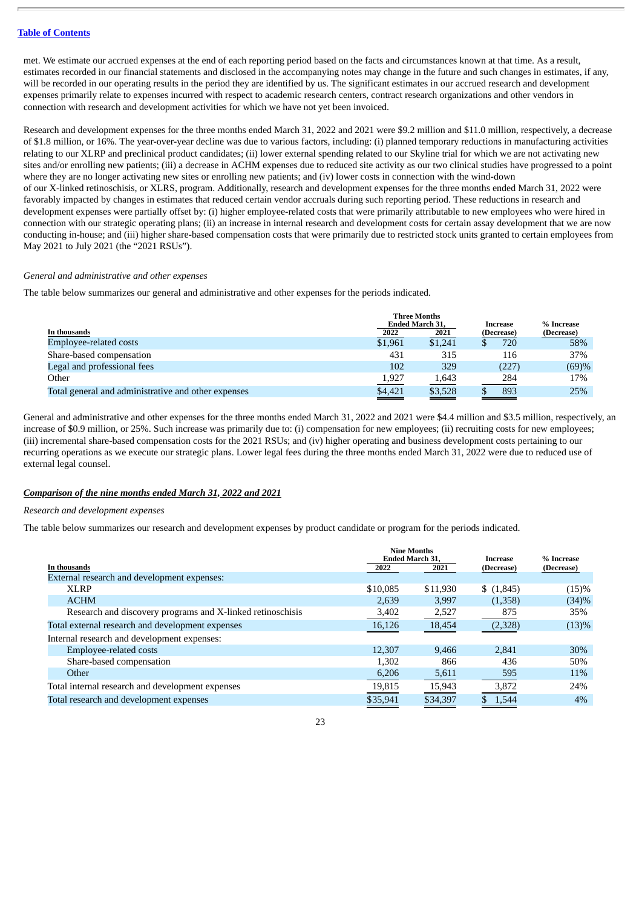met. We estimate our accrued expenses at the end of each reporting period based on the facts and circumstances known at that time. As a result, estimates recorded in our financial statements and disclosed in the accompanying notes may change in the future and such changes in estimates, if any, will be recorded in our operating results in the period they are identified by us. The significant estimates in our accrued research and development expenses primarily relate to expenses incurred with respect to academic research centers, contract research organizations and other vendors in connection with research and development activities for which we have not yet been invoiced.

Research and development expenses for the three months ended March 31, 2022 and 2021 were $9.2 million and $11.0 million, respectively, a decrease of $1.8 million, or 16%. The year-over-year decline was due to various factors, including: (i) planned temporary reductions in manufacturing activities relating to our XLRP and preclinical product candidates; (ii) lower external spending related to our Skyline trial for which we are not activating new sites and/or enrolling new patients; (iii) a decrease in ACHM expenses due to reduced site activity as our two clinical studies have progressed to a point where they are no longer activating new sites or enrolling new patients; and (iv) lower costs in connection with the wind-down of our X-linked retinoschisis, or XLRS, program. Additionally, research and development expenses for the three months ended March 31, 2022 were favorably impacted by changes in estimates that reduced certain vendor accruals during such reporting period. These reductions in research and development expenses were partially offset by: (i) higher employee-related costs that were primarily attributable to new employees who were hired in connection with our strategic operating plans; (ii) an increase in internal research and development costs for certain assay development that we are now conducting in-house; and (iii) higher share-based compensation costs that were primarily due to restricted stock units granted to certain employees from May 2021 to July 2021 (the "2021 RSUs").

*General and administrative and other expenses*

The table below summarizes our general and administrative and other expenses for the periods indicated.

| In thousands | Three Months Ended March 31, 2022 | 2021 | Increase (Decrease) | % Increase (Decrease) |
|---|---|---|---|---|
| Employee-related costs | $1,961 | $1,241 | $ 720 | 58% |
| Share-based compensation | 431 | 315 | 116 | 37% |
| Legal and professional fees | 102 | 329 | (227) | (69)% |
| Other | 1,927 | 1,643 | 284 | 17% |
| Total general and administrative and other expenses | $4,421 | $3,528 | $ 893 | 25% |

General and administrative and other expenses for the three months ended March 31, 2022 and 2021 were $4.4 million and $3.5 million, respectively, an increase of $0.9 million, or 25%. Such increase was primarily due to: (i) compensation for new employees; (ii) recruiting costs for new employees; (iii) incremental share-based compensation costs for the 2021 RSUs; and (iv) higher operating and business development costs pertaining to our recurring operations as we execute our strategic plans. Lower legal fees during the three months ended March 31, 2022 were due to reduced use of external legal counsel.

***Comparison of the nine months ended March 31, 2022 and 2021***

*Research and development expenses*

The table below summarizes our research and development expenses by product candidate or program for the periods indicated.

| In thousands | Nine Months Ended March 31, 2022 | 2021 | Increase (Decrease) | % Increase (Decrease) |
|---|---|---|---|---|
| External research and development expenses: | | | | |
| XLRP | $10,085 | $11,930 | $ (1,845) | (15)% |
| ACHM | 2,639 | 3,997 | (1,358) | (34)% |
| Research and discovery programs and X-linked retinoschisis | 3,402 | 2,527 | 875 | 35% |
| Total external research and development expenses | 16,126 | 18,454 | (2,328) | (13)% |
| Internal research and development expenses: | | | | |
| Employee-related costs | 12,307 | 9,466 | 2,841 | 30% |
| Share-based compensation | 1,302 | 866 | 436 | 50% |
| Other | 6,206 | 5,611 | 595 | 11% |
| Total internal research and development expenses | 19,815 | 15,943 | 3,872 | 24% |
| Total research and development expenses | $35,941 | $34,397 | $ 1,544 | 4% |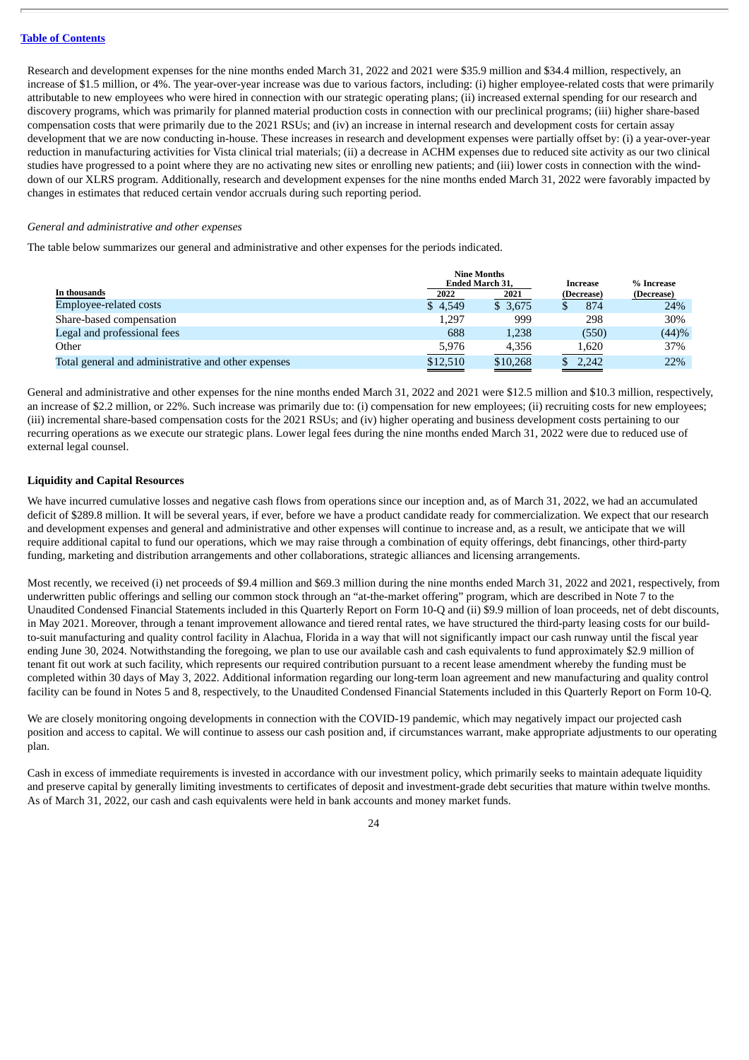Research and development expenses for the nine months ended March 31, 2022 and 2021 were $35.9 million and $34.4 million, respectively, an increase of $1.5 million, or 4%. The year-over-year increase was due to various factors, including: (i) higher employee-related costs that were primarily attributable to new employees who were hired in connection with our strategic operating plans; (ii) increased external spending for our research and discovery programs, which was primarily for planned material production costs in connection with our preclinical programs; (iii) higher share-based compensation costs that were primarily due to the 2021 RSUs; and (iv) an increase in internal research and development costs for certain assay development that we are now conducting in-house. These increases in research and development expenses were partially offset by: (i) a year-over-year reduction in manufacturing activities for Vista clinical trial materials; (ii) a decrease in ACHM expenses due to reduced site activity as our two clinical studies have progressed to a point where they are no activating new sites or enrolling new patients; and (iii) lower costs in connection with the wind-down of our XLRS program. Additionally, research and development expenses for the nine months ended March 31, 2022 were favorably impacted by changes in estimates that reduced certain vendor accruals during such reporting period.

*General and administrative and other expenses*

The table below summarizes our general and administrative and other expenses for the periods indicated.

| In thousands | Nine Months Ended March 31, 2022 | Nine Months Ended March 31, 2021 | Increase (Decrease) | % Increase (Decrease) |
|---|---|---|---|---|
| Employee-related costs | $ 4,549 | $ 3,675 | $ 874 | 24% |
| Share-based compensation | 1,297 | 999 | 298 | 30% |
| Legal and professional fees | 688 | 1,238 | (550) | (44)% |
| Other | 5,976 | 4,356 | 1,620 | 37% |
| Total general and administrative and other expenses | $12,510 | $10,268 | $ 2,242 | 22% |

General and administrative and other expenses for the nine months ended March 31, 2022 and 2021 were $12.5 million and $10.3 million, respectively, an increase of $2.2 million, or 22%. Such increase was primarily due to: (i) compensation for new employees; (ii) recruiting costs for new employees; (iii) incremental share-based compensation costs for the 2021 RSUs; and (iv) higher operating and business development costs pertaining to our recurring operations as we execute our strategic plans. Lower legal fees during the nine months ended March 31, 2022 were due to reduced use of external legal counsel.

**Liquidity and Capital Resources**

We have incurred cumulative losses and negative cash flows from operations since our inception and, as of March 31, 2022, we had an accumulated deficit of $289.8 million. It will be several years, if ever, before we have a product candidate ready for commercialization. We expect that our research and development expenses and general and administrative and other expenses will continue to increase and, as a result, we anticipate that we will require additional capital to fund our operations, which we may raise through a combination of equity offerings, debt financings, other third-party funding, marketing and distribution arrangements and other collaborations, strategic alliances and licensing arrangements.

Most recently, we received (i) net proceeds of $9.4 million and $69.3 million during the nine months ended March 31, 2022 and 2021, respectively, from underwritten public offerings and selling our common stock through an "at-the-market offering" program, which are described in Note 7 to the Unaudited Condensed Financial Statements included in this Quarterly Report on Form 10-Q and (ii) $9.9 million of loan proceeds, net of debt discounts, in May 2021. Moreover, through a tenant improvement allowance and tiered rental rates, we have structured the third-party leasing costs for our build-to-suit manufacturing and quality control facility in Alachua, Florida in a way that will not significantly impact our cash runway until the fiscal year ending June 30, 2024. Notwithstanding the foregoing, we plan to use our available cash and cash equivalents to fund approximately $2.9 million of tenant fit out work at such facility, which represents our required contribution pursuant to a recent lease amendment whereby the funding must be completed within 30 days of May 3, 2022. Additional information regarding our long-term loan agreement and new manufacturing and quality control facility can be found in Notes 5 and 8, respectively, to the Unaudited Condensed Financial Statements included in this Quarterly Report on Form 10-Q.

We are closely monitoring ongoing developments in connection with the COVID-19 pandemic, which may negatively impact our projected cash position and access to capital. We will continue to assess our cash position and, if circumstances warrant, make appropriate adjustments to our operating plan.

Cash in excess of immediate requirements is invested in accordance with our investment policy, which primarily seeks to maintain adequate liquidity and preserve capital by generally limiting investments to certificates of deposit and investment-grade debt securities that mature within twelve months. As of March 31, 2022, our cash and cash equivalents were held in bank accounts and money market funds.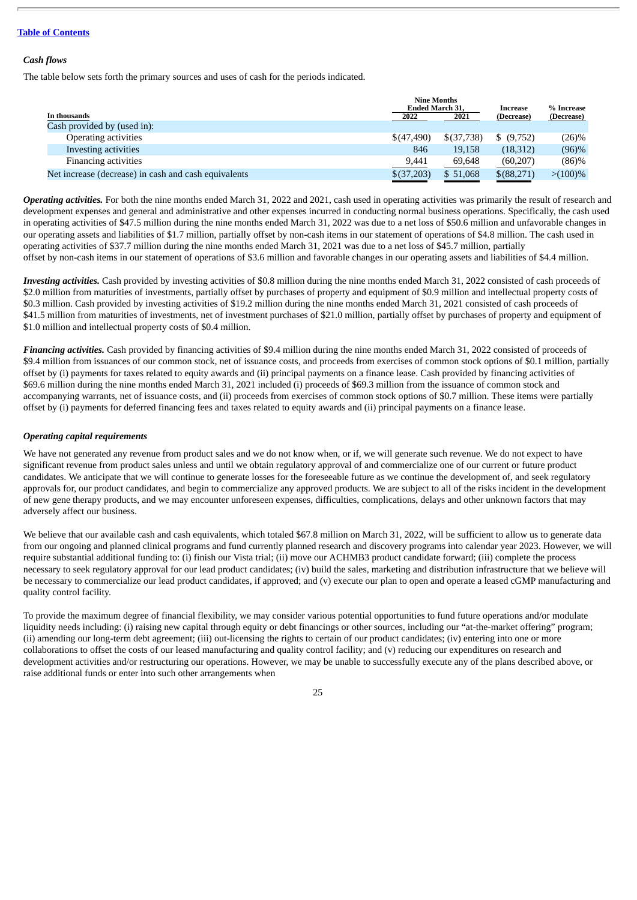[Table of Contents](#)

### *Cash flows*

The table below sets forth the primary sources and uses of cash for the periods indicated.

| In thousands | Nine Months Ended March 31, 2022 | Nine Months Ended March 31, 2021 | Increase (Decrease) | % Increase (Decrease) |
|---|---|---|---|---|
| Cash provided by (used in): | | | | |
| Operating activities | $(47,490) | $(37,738) | $ (9,752) | (26)% |
| Investing activities | 846 | 19,158 | (18,312) | (96)% |
| Financing activities | 9,441 | 69,648 | (60,207) | (86)% |
| Net increase (decrease) in cash and cash equivalents | $(37,203) | $ 51,068 | $(88,271) | >(100)% |

***Operating activities.*** For both the nine months ended March 31, 2022 and 2021, cash used in operating activities was primarily the result of research and development expenses and general and administrative and other expenses incurred in conducting normal business operations. Specifically, the cash used in operating activities of $47.5 million during the nine months ended March 31, 2022 was due to a net loss of $50.6 million and unfavorable changes in our operating assets and liabilities of $1.7 million, partially offset by non-cash items in our statement of operations of $4.8 million. The cash used in operating activities of $37.7 million during the nine months ended March 31, 2021 was due to a net loss of $45.7 million, partially offset by non-cash items in our statement of operations of $3.6 million and favorable changes in our operating assets and liabilities of $4.4 million.

***Investing activities.*** Cash provided by investing activities of $0.8 million during the nine months ended March 31, 2022 consisted of cash proceeds of $2.0 million from maturities of investments, partially offset by purchases of property and equipment of $0.9 million and intellectual property costs of $0.3 million. Cash provided by investing activities of $19.2 million during the nine months ended March 31, 2021 consisted of cash proceeds of $41.5 million from maturities of investments, net of investment purchases of $21.0 million, partially offset by purchases of property and equipment of $1.0 million and intellectual property costs of $0.4 million.

***Financing activities.*** Cash provided by financing activities of $9.4 million during the nine months ended March 31, 2022 consisted of proceeds of $9.4 million from issuances of our common stock, net of issuance costs, and proceeds from exercises of common stock options of $0.1 million, partially offset by (i) payments for taxes related to equity awards and (ii) principal payments on a finance lease. Cash provided by financing activities of $69.6 million during the nine months ended March 31, 2021 included (i) proceeds of $69.3 million from the issuance of common stock and accompanying warrants, net of issuance costs, and (ii) proceeds from exercises of common stock options of $0.7 million. These items were partially offset by (i) payments for deferred financing fees and taxes related to equity awards and (ii) principal payments on a finance lease.

### *Operating capital requirements*

We have not generated any revenue from product sales and we do not know when, or if, we will generate such revenue. We do not expect to have significant revenue from product sales unless and until we obtain regulatory approval of and commercialize one of our current or future product candidates. We anticipate that we will continue to generate losses for the foreseeable future as we continue the development of, and seek regulatory approvals for, our product candidates, and begin to commercialize any approved products. We are subject to all of the risks incident in the development of new gene therapy products, and we may encounter unforeseen expenses, difficulties, complications, delays and other unknown factors that may adversely affect our business.

We believe that our available cash and cash equivalents, which totaled $67.8 million on March 31, 2022, will be sufficient to allow us to generate data from our ongoing and planned clinical programs and fund currently planned research and discovery programs into calendar year 2023. However, we will require substantial additional funding to: (i) finish our Vista trial; (ii) move our ACHMB3 product candidate forward; (iii) complete the process necessary to seek regulatory approval for our lead product candidates; (iv) build the sales, marketing and distribution infrastructure that we believe will be necessary to commercialize our lead product candidates, if approved; and (v) execute our plan to open and operate a leased cGMP manufacturing and quality control facility.

To provide the maximum degree of financial flexibility, we may consider various potential opportunities to fund future operations and/or modulate liquidity needs including: (i) raising new capital through equity or debt financings or other sources, including our "at-the-market offering" program; (ii) amending our long-term debt agreement; (iii) out-licensing the rights to certain of our product candidates; (iv) entering into one or more collaborations to offset the costs of our leased manufacturing and quality control facility; and (v) reducing our expenditures on research and development activities and/or restructuring our operations. However, we may be unable to successfully execute any of the plans described above, or raise additional funds or enter into such other arrangements when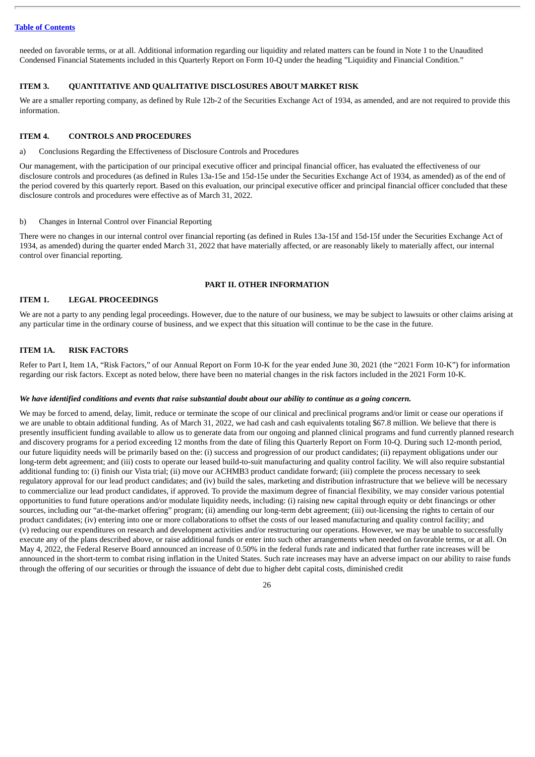needed on favorable terms, or at all. Additional information regarding our liquidity and related matters can be found in Note 1 to the Unaudited Condensed Financial Statements included in this Quarterly Report on Form 10-Q under the heading "Liquidity and Financial Condition."

## ITEM 3. QUANTITATIVE AND QUALITATIVE DISCLOSURES ABOUT MARKET RISK

We are a smaller reporting company, as defined by Rule 12b-2 of the Securities Exchange Act of 1934, as amended, and are not required to provide this information.

## ITEM 4. CONTROLS AND PROCEDURES

a) Conclusions Regarding the Effectiveness of Disclosure Controls and Procedures

Our management, with the participation of our principal executive officer and principal financial officer, has evaluated the effectiveness of our disclosure controls and procedures (as defined in Rules 13a-15e and 15d-15e under the Securities Exchange Act of 1934, as amended) as of the end of the period covered by this quarterly report. Based on this evaluation, our principal executive officer and principal financial officer concluded that these disclosure controls and procedures were effective as of March 31, 2022.

b) Changes in Internal Control over Financial Reporting

There were no changes in our internal control over financial reporting (as defined in Rules 13a-15f and 15d-15f under the Securities Exchange Act of 1934, as amended) during the quarter ended March 31, 2022 that have materially affected, or are reasonably likely to materially affect, our internal control over financial reporting.

# PART II. OTHER INFORMATION

## ITEM 1. LEGAL PROCEEDINGS

We are not a party to any pending legal proceedings. However, due to the nature of our business, we may be subject to lawsuits or other claims arising at any particular time in the ordinary course of business, and we expect that this situation will continue to be the case in the future.

## ITEM 1A. RISK FACTORS

Refer to Part I, Item 1A, "Risk Factors," of our Annual Report on Form 10-K for the year ended June 30, 2021 (the "2021 Form 10-K") for information regarding our risk factors. Except as noted below, there have been no material changes in the risk factors included in the 2021 Form 10-K.

***We have identified conditions and events that raise substantial doubt about our ability to continue as a going concern.***

We may be forced to amend, delay, limit, reduce or terminate the scope of our clinical and preclinical programs and/or limit or cease our operations if we are unable to obtain additional funding. As of March 31, 2022, we had cash and cash equivalents totaling $67.8 million. We believe that there is presently insufficient funding available to allow us to generate data from our ongoing and planned clinical programs and fund currently planned research and discovery programs for a period exceeding 12 months from the date of filing this Quarterly Report on Form 10-Q. During such 12-month period, our future liquidity needs will be primarily based on the: (i) success and progression of our product candidates; (ii) repayment obligations under our long-term debt agreement; and (iii) costs to operate our leased build-to-suit manufacturing and quality control facility. We will also require substantial additional funding to: (i) finish our Vista trial; (ii) move our ACHMB3 product candidate forward; (iii) complete the process necessary to seek regulatory approval for our lead product candidates; and (iv) build the sales, marketing and distribution infrastructure that we believe will be necessary to commercialize our lead product candidates, if approved. To provide the maximum degree of financial flexibility, we may consider various potential opportunities to fund future operations and/or modulate liquidity needs, including: (i) raising new capital through equity or debt financings or other sources, including our "at-the-market offering" program; (ii) amending our long-term debt agreement; (iii) out-licensing the rights to certain of our product candidates; (iv) entering into one or more collaborations to offset the costs of our leased manufacturing and quality control facility; and (v) reducing our expenditures on research and development activities and/or restructuring our operations. However, we may be unable to successfully execute any of the plans described above, or raise additional funds or enter into such other arrangements when needed on favorable terms, or at all. On May 4, 2022, the Federal Reserve Board announced an increase of 0.50% in the federal funds rate and indicated that further rate increases will be announced in the short-term to combat rising inflation in the United States. Such rate increases may have an adverse impact on our ability to raise funds through the offering of our securities or through the issuance of debt due to higher debt capital costs, diminished credit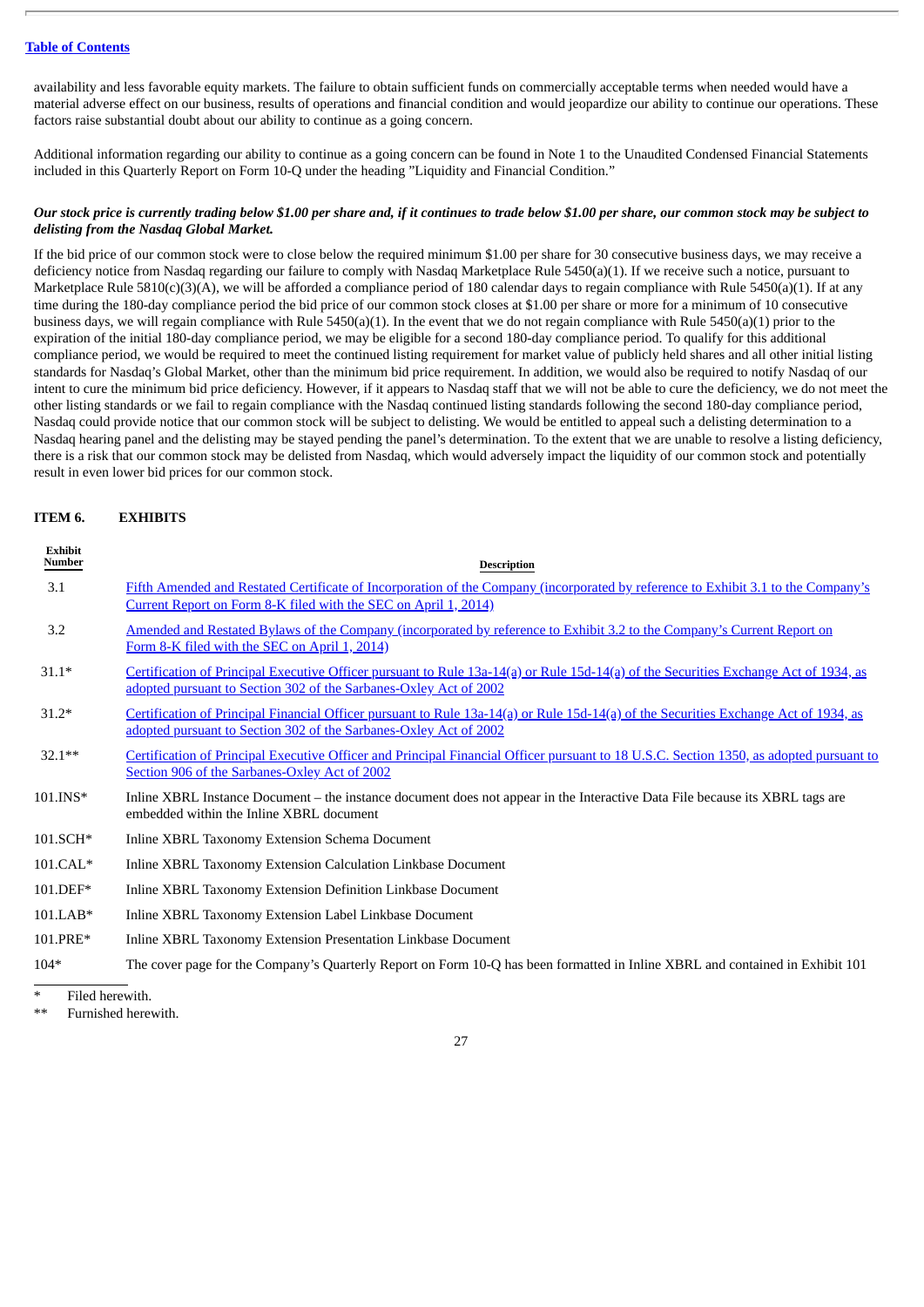availability and less favorable equity markets. The failure to obtain sufficient funds on commercially acceptable terms when needed would have a material adverse effect on our business, results of operations and financial condition and would jeopardize our ability to continue our operations. These factors raise substantial doubt about our ability to continue as a going concern.

Additional information regarding our ability to continue as a going concern can be found in Note 1 to the Unaudited Condensed Financial Statements included in this Quarterly Report on Form 10-Q under the heading "Liquidity and Financial Condition."

***Our stock price is currently trading below $1.00 per share and, if it continues to trade below $1.00 per share, our common stock may be subject to delisting from the Nasdaq Global Market.***

If the bid price of our common stock were to close below the required minimum $1.00 per share for 30 consecutive business days, we may receive a deficiency notice from Nasdaq regarding our failure to comply with Nasdaq Marketplace Rule 5450(a)(1). If we receive such a notice, pursuant to Marketplace Rule 5810(c)(3)(A), we will be afforded a compliance period of 180 calendar days to regain compliance with Rule 5450(a)(1). If at any time during the 180-day compliance period the bid price of our common stock closes at $1.00 per share or more for a minimum of 10 consecutive business days, we will regain compliance with Rule 5450(a)(1). In the event that we do not regain compliance with Rule 5450(a)(1) prior to the expiration of the initial 180-day compliance period, we may be eligible for a second 180-day compliance period. To qualify for this additional compliance period, we would be required to meet the continued listing requirement for market value of publicly held shares and all other initial listing standards for Nasdaq's Global Market, other than the minimum bid price requirement. In addition, we would also be required to notify Nasdaq of our intent to cure the minimum bid price deficiency. However, if it appears to Nasdaq staff that we will not be able to cure the deficiency, we do not meet the other listing standards or we fail to regain compliance with the Nasdaq continued listing standards following the second 180-day compliance period, Nasdaq could provide notice that our common stock will be subject to delisting. We would be entitled to appeal such a delisting determination to a Nasdaq hearing panel and the delisting may be stayed pending the panel's determination. To the extent that we are unable to resolve a listing deficiency, there is a risk that our common stock may be delisted from Nasdaq, which would adversely impact the liquidity of our common stock and potentially result in even lower bid prices for our common stock.

## ITEM 6. EXHIBITS

| Exhibit Number | Description |
|---|---|
| 3.1 | Fifth Amended and Restated Certificate of Incorporation of the Company (incorporated by reference to Exhibit 3.1 to the Company's Current Report on Form 8-K filed with the SEC on April 1, 2014) |
| 3.2 | Amended and Restated Bylaws of the Company (incorporated by reference to Exhibit 3.2 to the Company's Current Report on Form 8-K filed with the SEC on April 1, 2014) |
| 31.1* | Certification of Principal Executive Officer pursuant to Rule 13a-14(a) or Rule 15d-14(a) of the Securities Exchange Act of 1934, as adopted pursuant to Section 302 of the Sarbanes-Oxley Act of 2002 |
| 31.2* | Certification of Principal Financial Officer pursuant to Rule 13a-14(a) or Rule 15d-14(a) of the Securities Exchange Act of 1934, as adopted pursuant to Section 302 of the Sarbanes-Oxley Act of 2002 |
| 32.1** | Certification of Principal Executive Officer and Principal Financial Officer pursuant to 18 U.S.C. Section 1350, as adopted pursuant to Section 906 of the Sarbanes-Oxley Act of 2002 |
| 101.INS* | Inline XBRL Instance Document – the instance document does not appear in the Interactive Data File because its XBRL tags are embedded within the Inline XBRL document |
| 101.SCH* | Inline XBRL Taxonomy Extension Schema Document |
| 101.CAL* | Inline XBRL Taxonomy Extension Calculation Linkbase Document |
| 101.DEF* | Inline XBRL Taxonomy Extension Definition Linkbase Document |
| 101.LAB* | Inline XBRL Taxonomy Extension Label Linkbase Document |
| 101.PRE* | Inline XBRL Taxonomy Extension Presentation Linkbase Document |
| 104* | The cover page for the Company's Quarterly Report on Form 10-Q has been formatted in Inline XBRL and contained in Exhibit 101 |

\* Filed herewith.

\*\* Furnished herewith.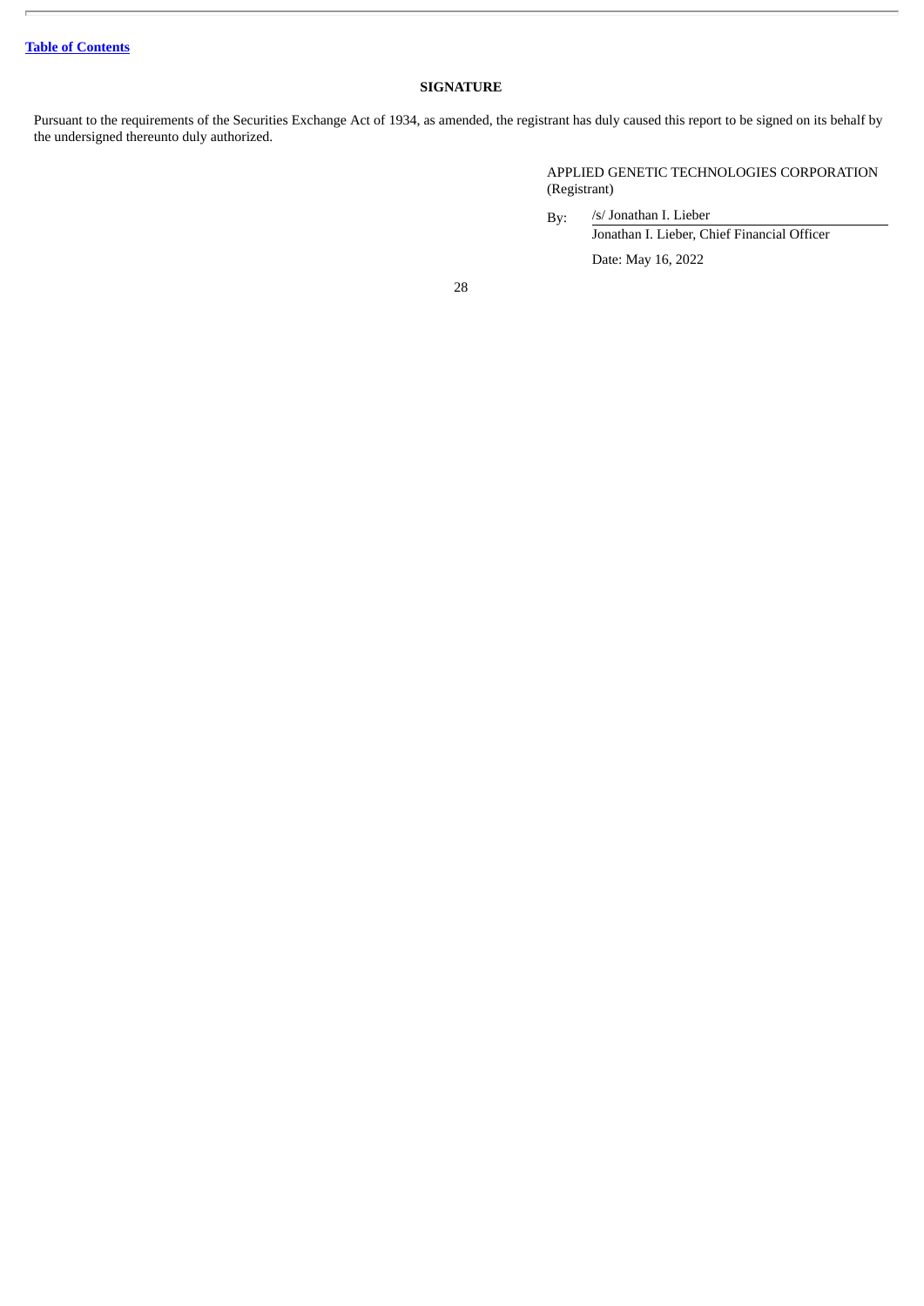[Table of Contents]

## SIGNATURE

Pursuant to the requirements of the Securities Exchange Act of 1934, as amended, the registrant has duly caused this report to be signed on its behalf by the undersigned thereunto duly authorized.

APPLIED GENETIC TECHNOLOGIES CORPORATION
(Registrant)

By: /s/ Jonathan I. Lieber
Jonathan I. Lieber, Chief Financial Officer

Date: May 16, 2022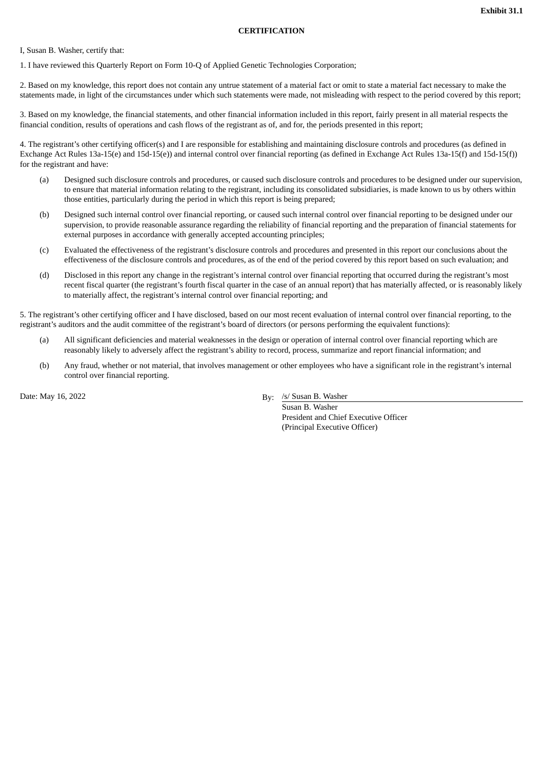**Exhibit 31.1**

**CERTIFICATION**

I, Susan B. Washer, certify that:

1. I have reviewed this Quarterly Report on Form 10-Q of Applied Genetic Technologies Corporation;

2. Based on my knowledge, this report does not contain any untrue statement of a material fact or omit to state a material fact necessary to make the statements made, in light of the circumstances under which such statements were made, not misleading with respect to the period covered by this report;

3. Based on my knowledge, the financial statements, and other financial information included in this report, fairly present in all material respects the financial condition, results of operations and cash flows of the registrant as of, and for, the periods presented in this report;

4. The registrant's other certifying officer(s) and I are responsible for establishing and maintaining disclosure controls and procedures (as defined in Exchange Act Rules 13a-15(e) and 15d-15(e)) and internal control over financial reporting (as defined in Exchange Act Rules 13a-15(f) and 15d-15(f)) for the registrant and have:

(a) Designed such disclosure controls and procedures, or caused such disclosure controls and procedures to be designed under our supervision, to ensure that material information relating to the registrant, including its consolidated subsidiaries, is made known to us by others within those entities, particularly during the period in which this report is being prepared;

(b) Designed such internal control over financial reporting, or caused such internal control over financial reporting to be designed under our supervision, to provide reasonable assurance regarding the reliability of financial reporting and the preparation of financial statements for external purposes in accordance with generally accepted accounting principles;

(c) Evaluated the effectiveness of the registrant's disclosure controls and procedures and presented in this report our conclusions about the effectiveness of the disclosure controls and procedures, as of the end of the period covered by this report based on such evaluation; and

(d) Disclosed in this report any change in the registrant's internal control over financial reporting that occurred during the registrant's most recent fiscal quarter (the registrant's fourth fiscal quarter in the case of an annual report) that has materially affected, or is reasonably likely to materially affect, the registrant's internal control over financial reporting; and

5. The registrant's other certifying officer and I have disclosed, based on our most recent evaluation of internal control over financial reporting, to the registrant's auditors and the audit committee of the registrant's board of directors (or persons performing the equivalent functions):

(a) All significant deficiencies and material weaknesses in the design or operation of internal control over financial reporting which are reasonably likely to adversely affect the registrant's ability to record, process, summarize and report financial information; and

(b) Any fraud, whether or not material, that involves management or other employees who have a significant role in the registrant's internal control over financial reporting.

Date: May 16, 2022

By: /s/ Susan B. Washer
Susan B. Washer
President and Chief Executive Officer
(Principal Executive Officer)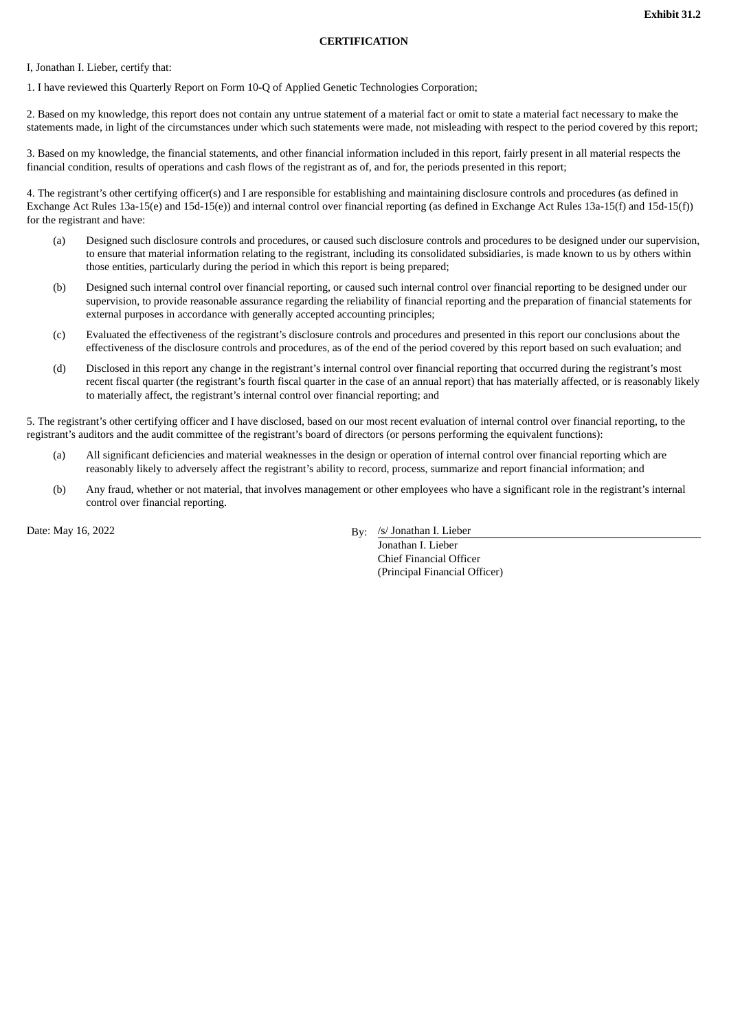**Exhibit 31.2**

**CERTIFICATION**

I, Jonathan I. Lieber, certify that:

1. I have reviewed this Quarterly Report on Form 10-Q of Applied Genetic Technologies Corporation;

2. Based on my knowledge, this report does not contain any untrue statement of a material fact or omit to state a material fact necessary to make the statements made, in light of the circumstances under which such statements were made, not misleading with respect to the period covered by this report;

3. Based on my knowledge, the financial statements, and other financial information included in this report, fairly present in all material respects the financial condition, results of operations and cash flows of the registrant as of, and for, the periods presented in this report;

4. The registrant's other certifying officer(s) and I are responsible for establishing and maintaining disclosure controls and procedures (as defined in Exchange Act Rules 13a-15(e) and 15d-15(e)) and internal control over financial reporting (as defined in Exchange Act Rules 13a-15(f) and 15d-15(f)) for the registrant and have:

(a) Designed such disclosure controls and procedures, or caused such disclosure controls and procedures to be designed under our supervision, to ensure that material information relating to the registrant, including its consolidated subsidiaries, is made known to us by others within those entities, particularly during the period in which this report is being prepared;

(b) Designed such internal control over financial reporting, or caused such internal control over financial reporting to be designed under our supervision, to provide reasonable assurance regarding the reliability of financial reporting and the preparation of financial statements for external purposes in accordance with generally accepted accounting principles;

(c) Evaluated the effectiveness of the registrant's disclosure controls and procedures and presented in this report our conclusions about the effectiveness of the disclosure controls and procedures, as of the end of the period covered by this report based on such evaluation; and

(d) Disclosed in this report any change in the registrant's internal control over financial reporting that occurred during the registrant's most recent fiscal quarter (the registrant's fourth fiscal quarter in the case of an annual report) that has materially affected, or is reasonably likely to materially affect, the registrant's internal control over financial reporting; and

5. The registrant's other certifying officer and I have disclosed, based on our most recent evaluation of internal control over financial reporting, to the registrant's auditors and the audit committee of the registrant's board of directors (or persons performing the equivalent functions):

(a) All significant deficiencies and material weaknesses in the design or operation of internal control over financial reporting which are reasonably likely to adversely affect the registrant's ability to record, process, summarize and report financial information; and

(b) Any fraud, whether or not material, that involves management or other employees who have a significant role in the registrant's internal control over financial reporting.

Date: May 16, 2022

By: /s/ Jonathan I. Lieber
Jonathan I. Lieber
Chief Financial Officer
(Principal Financial Officer)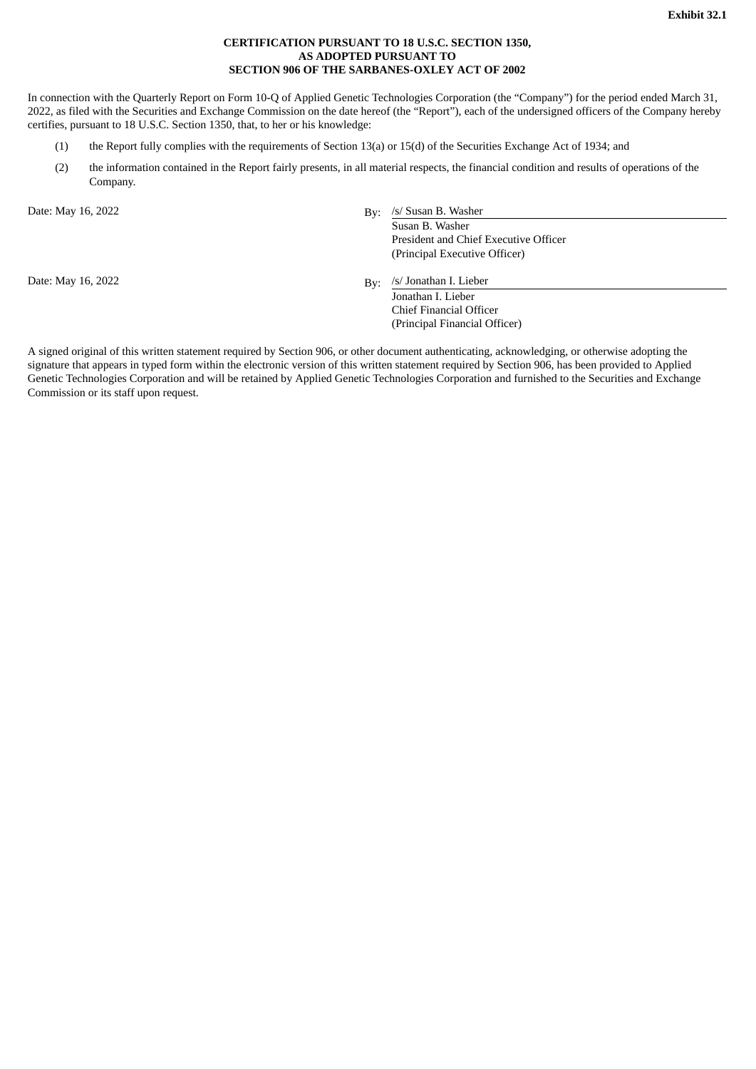**Exhibit 32.1**

**CERTIFICATION PURSUANT TO 18 U.S.C. SECTION 1350,
AS ADOPTED PURSUANT TO
SECTION 906 OF THE SARBANES-OXLEY ACT OF 2002**

In connection with the Quarterly Report on Form 10-Q of Applied Genetic Technologies Corporation (the "Company") for the period ended March 31, 2022, as filed with the Securities and Exchange Commission on the date hereof (the "Report"), each of the undersigned officers of the Company hereby certifies, pursuant to 18 U.S.C. Section 1350, that, to her or his knowledge:

(1) the Report fully complies with the requirements of Section 13(a) or 15(d) of the Securities Exchange Act of 1934; and

(2) the information contained in the Report fairly presents, in all material respects, the financial condition and results of operations of the Company.

Date: May 16, 2022

By: /s/ Susan B. Washer
Susan B. Washer
President and Chief Executive Officer
(Principal Executive Officer)

Date: May 16, 2022

By: /s/ Jonathan I. Lieber
Jonathan I. Lieber
Chief Financial Officer
(Principal Financial Officer)

A signed original of this written statement required by Section 906, or other document authenticating, acknowledging, or otherwise adopting the signature that appears in typed form within the electronic version of this written statement required by Section 906, has been provided to Applied Genetic Technologies Corporation and will be retained by Applied Genetic Technologies Corporation and furnished to the Securities and Exchange Commission or its staff upon request.